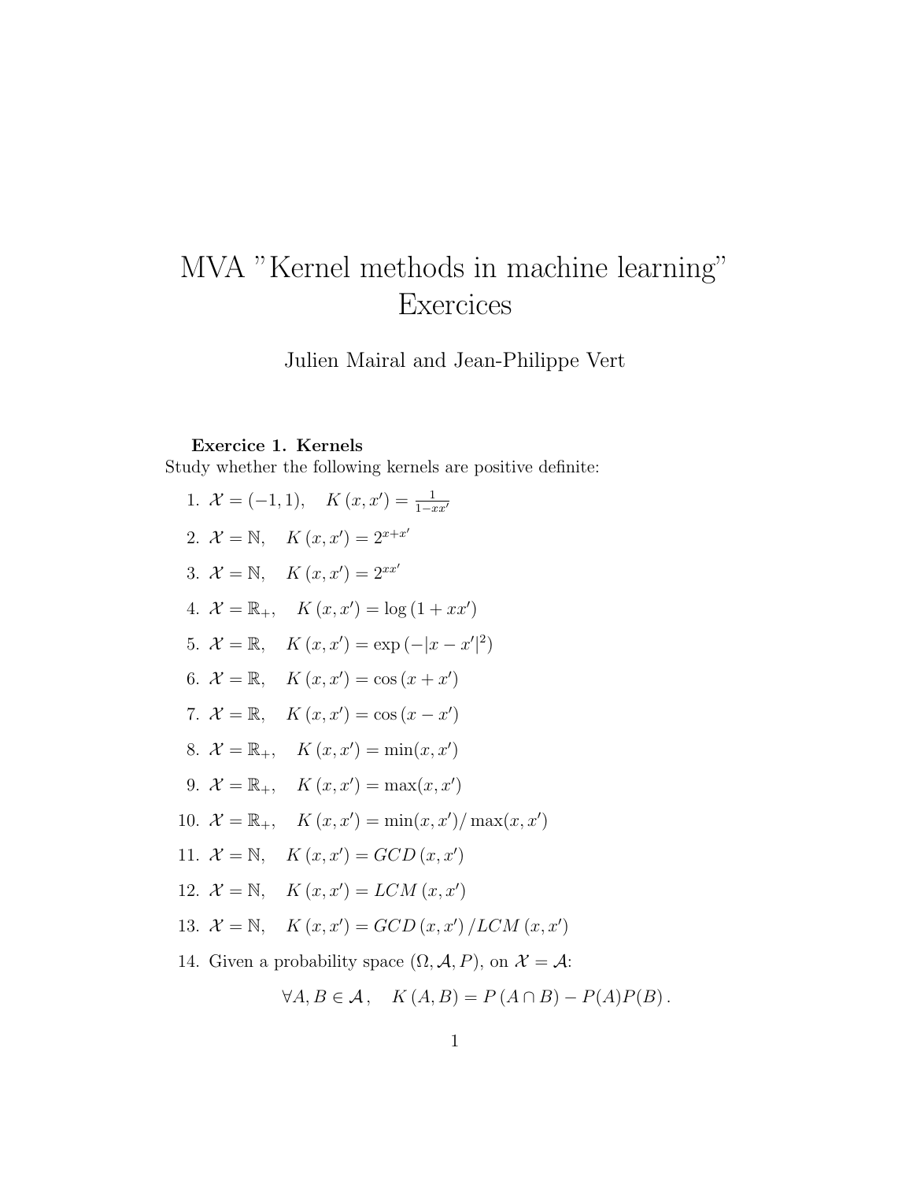# MVA "Kernel methods in machine learning" Exercices

Julien Mairal and Jean-Philippe Vert

**Exercice 1. Kernels**

Study whether the following kernels are positive definite:

1. $\mathcal{X} = (-1, 1), \quad K(x, x') = \frac{1}{1 - xx'}$
2. $\mathcal{X} = \mathbb{N}, \quad K(x, x') = 2^{x+x'}$
3. $\mathcal{X} = \mathbb{N}, \quad K(x, x') = 2^{xx'}$
4. $\mathcal{X} = \mathbb{R}_+, \quad K(x, x') = \log(1 + xx')$
5. $\mathcal{X} = \mathbb{R}, \quad K(x, x') = \exp(-|x - x'|^2)$
6. $\mathcal{X} = \mathbb{R}, \quad K(x, x') = \cos(x + x')$
7. $\mathcal{X} = \mathbb{R}, \quad K(x, x') = \cos(x - x')$
8. $\mathcal{X} = \mathbb{R}_+, \quad K(x, x') = \min(x, x')$
9. $\mathcal{X} = \mathbb{R}_+, \quad K(x, x') = \max(x, x')$
10. $\mathcal{X} = \mathbb{R}_+, \quad K(x, x') = \min(x, x') / \max(x, x')$
11. $\mathcal{X} = \mathbb{N}, \quad K(x, x') = GCD(x, x')$
12. $\mathcal{X} = \mathbb{N}, \quad K(x, x') = LCM(x, x')$
13. $\mathcal{X} = \mathbb{N}, \quad K(x, x') = GCD(x, x') / LCM(x, x')$
14. Given a probability space $(\Omega, \mathcal{A}, P)$, on $\mathcal{X} = \mathcal{A}$:

$$\forall A, B \in \mathcal{A}, \quad K(A, B) = P(A \cap B) - P(A)P(B).$$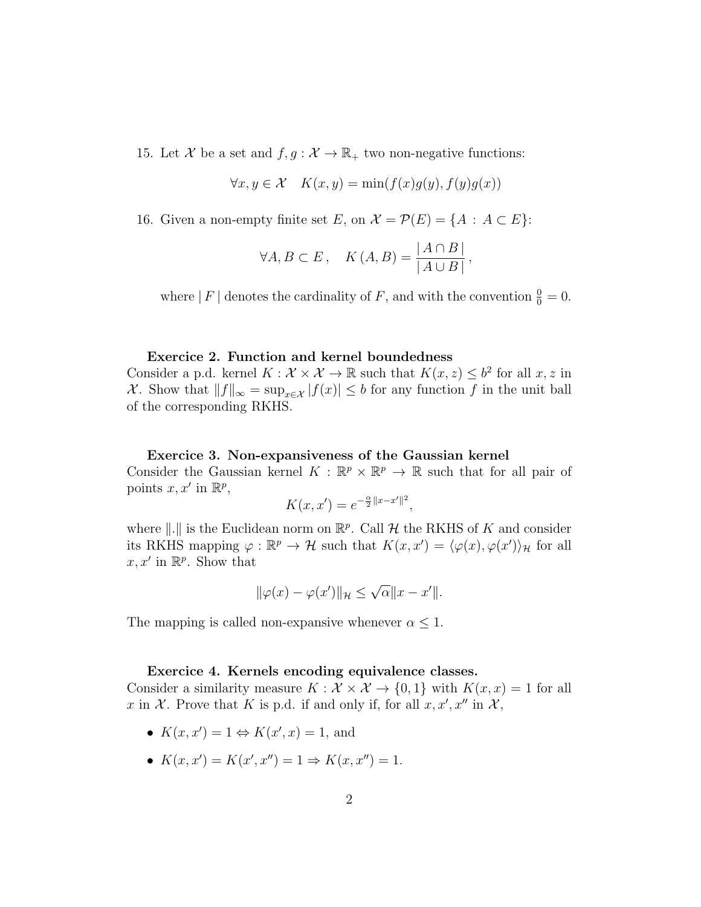15. Let $\mathcal{X}$ be a set and $f, g : \mathcal{X} \to \mathbb{R}_+$ two non-negative functions:

$$\forall x, y \in \mathcal{X} \quad K(x, y) = \min(f(x)g(y), f(y)g(x))$$

16. Given a non-empty finite set $E$, on $\mathcal{X} = \mathcal{P}(E) = \{A : A \subset E\}$:

$$\forall A, B \subset E, \quad K(A, B) = \frac{|A \cap B|}{|A \cup B|},$$

where $|F|$ denotes the cardinality of $F$, and with the convention $\frac{0}{0} = 0$.

**Exercice 2. Function and kernel boundedness**

Consider a p.d. kernel $K : \mathcal{X} \times \mathcal{X} \to \mathbb{R}$ such that $K(x, z) \leq b^2$ for all $x, z$ in $\mathcal{X}$. Show that $\|f\|_\infty = \sup_{x \in \mathcal{X}} |f(x)| \leq b$ for any function $f$ in the unit ball of the corresponding RKHS.

**Exercice 3. Non-expansiveness of the Gaussian kernel**

Consider the Gaussian kernel $K : \mathbb{R}^p \times \mathbb{R}^p \to \mathbb{R}$ such that for all pair of points $x, x'$ in $\mathbb{R}^p$,

$$K(x, x') = e^{-\frac{\alpha}{2}\|x - x'\|^2},$$

where $\|.\|$ is the Euclidean norm on $\mathbb{R}^p$. Call $\mathcal{H}$ the RKHS of $K$ and consider its RKHS mapping $\varphi : \mathbb{R}^p \to \mathcal{H}$ such that $K(x, x') = \langle \varphi(x), \varphi(x') \rangle_{\mathcal{H}}$ for all $x, x'$ in $\mathbb{R}^p$. Show that

$$\|\varphi(x) - \varphi(x')\|_{\mathcal{H}} \leq \sqrt{\alpha}\|x - x'\|.$$

The mapping is called non-expansive whenever $\alpha \leq 1$.

**Exercice 4. Kernels encoding equivalence classes.**

Consider a similarity measure $K : \mathcal{X} \times \mathcal{X} \to \{0, 1\}$ with $K(x, x) = 1$ for all $x$ in $\mathcal{X}$. Prove that $K$ is p.d. if and only if, for all $x, x', x''$ in $\mathcal{X}$,

- $K(x, x') = 1 \Leftrightarrow K(x', x) = 1$, and
- $K(x, x') = K(x', x'') = 1 \Rightarrow K(x, x'') = 1$.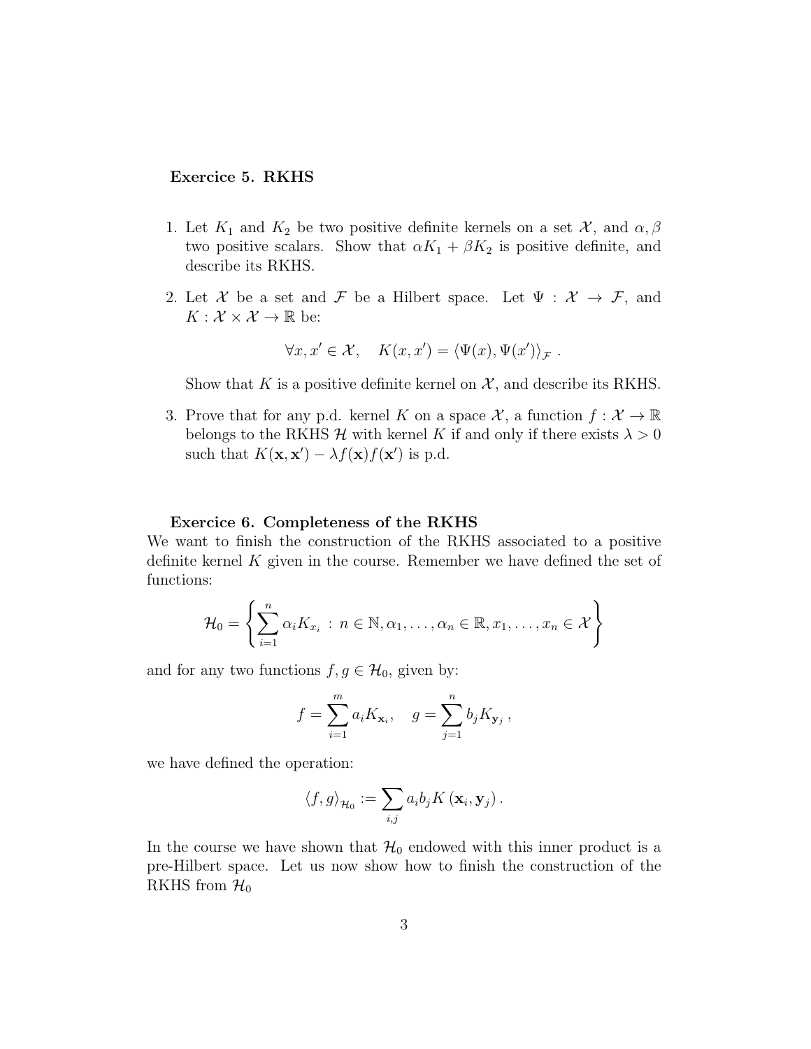**Exercice 5. RKHS**

1. Let $K_1$ and $K_2$ be two positive definite kernels on a set $\mathcal{X}$, and $\alpha, \beta$ two positive scalars. Show that $\alpha K_1 + \beta K_2$ is positive definite, and describe its RKHS.

2. Let $\mathcal{X}$ be a set and $\mathcal{F}$ be a Hilbert space. Let $\Psi : \mathcal{X} \to \mathcal{F}$, and $K : \mathcal{X} \times \mathcal{X} \to \mathbb{R}$ be:

$$\forall x, x' \in \mathcal{X}, \quad K(x, x') = \langle \Psi(x), \Psi(x') \rangle_{\mathcal{F}} \ .$$

   Show that $K$ is a positive definite kernel on $\mathcal{X}$, and describe its RKHS.

3. Prove that for any p.d. kernel $K$ on a space $\mathcal{X}$, a function $f : \mathcal{X} \to \mathbb{R}$ belongs to the RKHS $\mathcal{H}$ with kernel $K$ if and only if there exists $\lambda > 0$ such that $K(\mathbf{x}, \mathbf{x}') - \lambda f(\mathbf{x}) f(\mathbf{x}')$ is p.d.

**Exercice 6. Completeness of the RKHS**

We want to finish the construction of the RKHS associated to a positive definite kernel $K$ given in the course. Remember we have defined the set of functions:

$$\mathcal{H}_0 = \left\{ \sum_{i=1}^{n} \alpha_i K_{x_i} \ : \ n \in \mathbb{N}, \alpha_1, \ldots, \alpha_n \in \mathbb{R}, x_1, \ldots, x_n \in \mathcal{X} \right\}$$

and for any two functions $f, g \in \mathcal{H}_0$, given by:

$$f = \sum_{i=1}^{m} a_i K_{\mathbf{x}_i}, \quad g = \sum_{j=1}^{n} b_j K_{\mathbf{y}_j} \ ,$$

we have defined the operation:

$$\langle f, g \rangle_{\mathcal{H}_0} := \sum_{i,j} a_i b_j K\left(\mathbf{x}_i, \mathbf{y}_j\right).$$

In the course we have shown that $\mathcal{H}_0$ endowed with this inner product is a pre-Hilbert space. Let us now show how to finish the construction of the RKHS from $\mathcal{H}_0$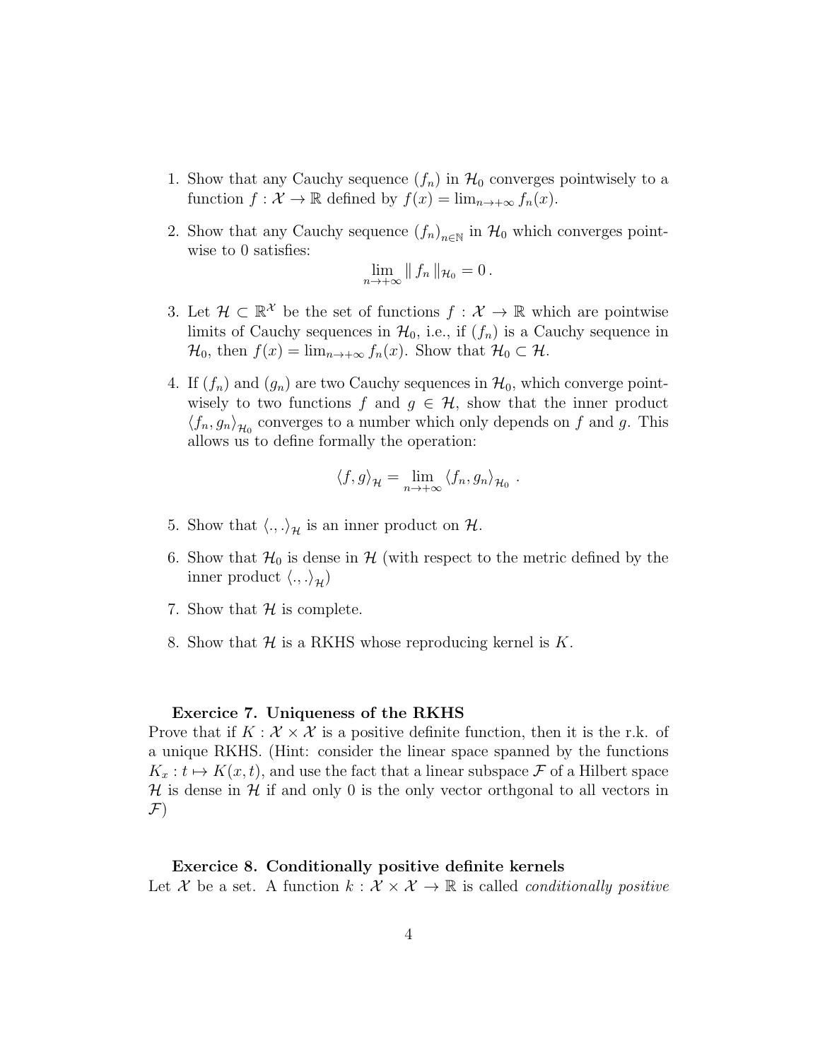1. Show that any Cauchy sequence $(f_n)$ in $\mathcal{H}_0$ converges pointwisely to a function $f : \mathcal{X} \to \mathbb{R}$ defined by $f(x) = \lim_{n\to+\infty} f_n(x)$.

2. Show that any Cauchy sequence $(f_n)_{n\in\mathbb{N}}$ in $\mathcal{H}_0$ which converges pointwise to 0 satisfies:
$$\lim_{n\to+\infty} \| f_n \|_{\mathcal{H}_0} = 0\,.$$

3. Let $\mathcal{H} \subset \mathbb{R}^{\mathcal{X}}$ be the set of functions $f : \mathcal{X} \to \mathbb{R}$ which are pointwise limits of Cauchy sequences in $\mathcal{H}_0$, i.e., if $(f_n)$ is a Cauchy sequence in $\mathcal{H}_0$, then $f(x) = \lim_{n\to+\infty} f_n(x)$. Show that $\mathcal{H}_0 \subset \mathcal{H}$.

4. If $(f_n)$ and $(g_n)$ are two Cauchy sequences in $\mathcal{H}_0$, which converge pointwisely to two functions $f$ and $g \in \mathcal{H}$, show that the inner product $\langle f_n, g_n \rangle_{\mathcal{H}_0}$ converges to a number which only depends on $f$ and $g$. This allows us to define formally the operation:
$$\langle f, g \rangle_{\mathcal{H}} = \lim_{n\to+\infty} \langle f_n, g_n \rangle_{\mathcal{H}_0}\,.$$

5. Show that $\langle ., . \rangle_{\mathcal{H}}$ is an inner product on $\mathcal{H}$.

6. Show that $\mathcal{H}_0$ is dense in $\mathcal{H}$ (with respect to the metric defined by the inner product $\langle ., . \rangle_{\mathcal{H}}$)

7. Show that $\mathcal{H}$ is complete.

8. Show that $\mathcal{H}$ is a RKHS whose reproducing kernel is $K$.

**Exercice 7. Uniqueness of the RKHS**

Prove that if $K : \mathcal{X} \times \mathcal{X}$ is a positive definite function, then it is the r.k. of a unique RKHS. (Hint: consider the linear space spanned by the functions $K_x : t \mapsto K(x,t)$, and use the fact that a linear subspace $\mathcal{F}$ of a Hilbert space $\mathcal{H}$ is dense in $\mathcal{H}$ if and only 0 is the only vector orthgonal to all vectors in $\mathcal{F}$)

**Exercice 8. Conditionally positive definite kernels**

Let $\mathcal{X}$ be a set. A function $k : \mathcal{X} \times \mathcal{X} \to \mathbb{R}$ is called *conditionally positive*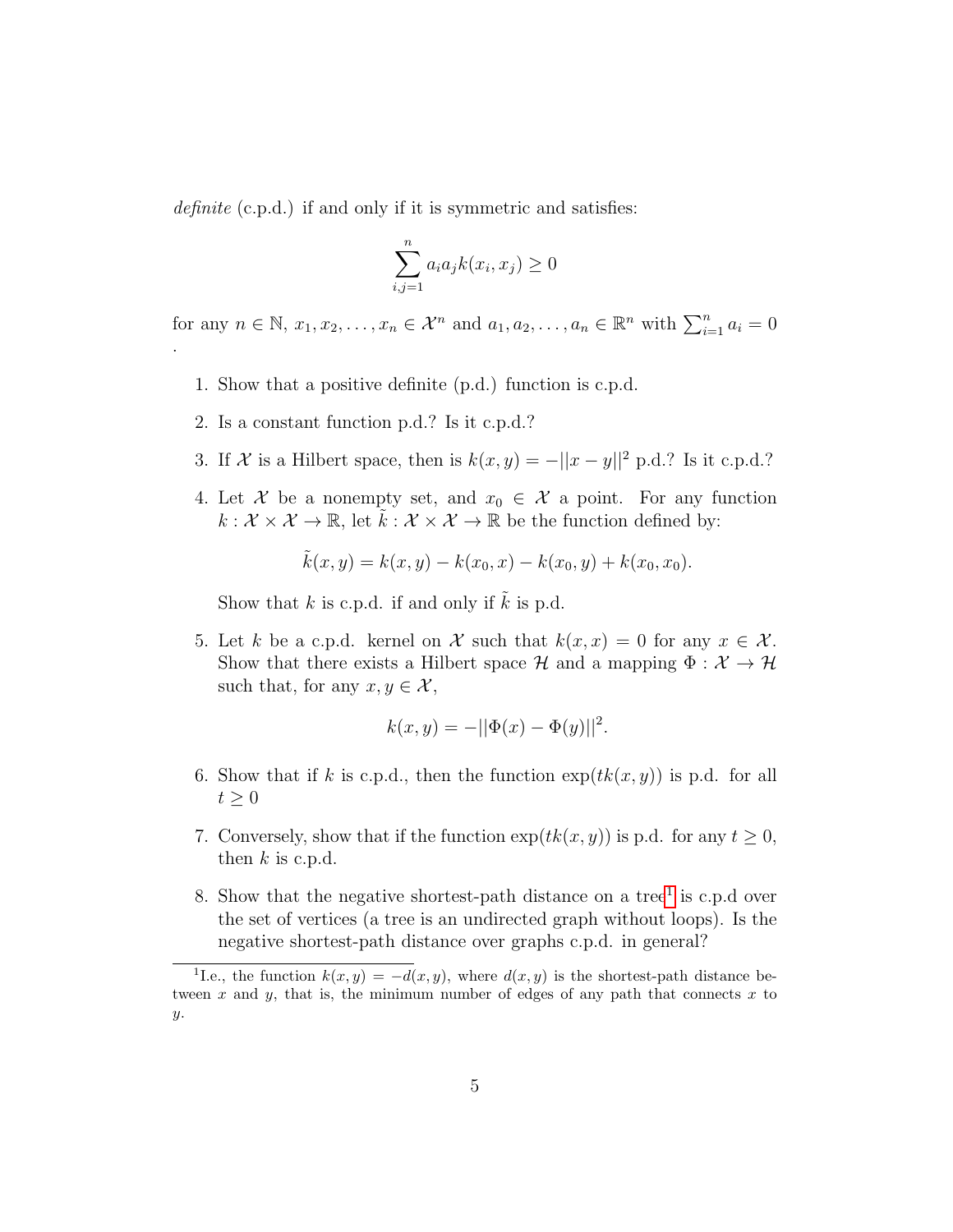*definite* (c.p.d.) if and only if it is symmetric and satisfies:

$$\sum_{i,j=1}^{n} a_i a_j k(x_i, x_j) \geq 0$$

for any $n \in \mathbb{N}$, $x_1, x_2, \ldots, x_n \in \mathcal{X}^n$ and $a_1, a_2, \ldots, a_n \in \mathbb{R}^n$ with $\sum_{i=1}^{n} a_i = 0$ .

1. Show that a positive definite (p.d.) function is c.p.d.

2. Is a constant function p.d.? Is it c.p.d.?

3. If $\mathcal{X}$ is a Hilbert space, then is $k(x, y) = -||x - y||^2$ p.d.? Is it c.p.d.?

4. Let $\mathcal{X}$ be a nonempty set, and $x_0 \in \mathcal{X}$ a point. For any function $k : \mathcal{X} \times \mathcal{X} \to \mathbb{R}$, let $\tilde{k} : \mathcal{X} \times \mathcal{X} \to \mathbb{R}$ be the function defined by:

$$\tilde{k}(x, y) = k(x, y) - k(x_0, x) - k(x_0, y) + k(x_0, x_0).$$

   Show that $k$ is c.p.d. if and only if $\tilde{k}$ is p.d.

5. Let $k$ be a c.p.d. kernel on $\mathcal{X}$ such that $k(x, x) = 0$ for any $x \in \mathcal{X}$. Show that there exists a Hilbert space $\mathcal{H}$ and a mapping $\Phi : \mathcal{X} \to \mathcal{H}$ such that, for any $x, y \in \mathcal{X}$,

$$k(x, y) = -||\Phi(x) - \Phi(y)||^2.$$

6. Show that if $k$ is c.p.d., then the function $\exp(tk(x, y))$ is p.d. for all $t \geq 0$

7. Conversely, show that if the function $\exp(tk(x, y))$ is p.d. for any $t \geq 0$, then $k$ is c.p.d.

8. Show that the negative shortest-path distance on a tree[1] is c.p.d over the set of vertices (a tree is an undirected graph without loops). Is the negative shortest-path distance over graphs c.p.d. in general?

[1] I.e., the function $k(x, y) = -d(x, y)$, where $d(x, y)$ is the shortest-path distance between $x$ and $y$, that is, the minimum number of edges of any path that connects $x$ to $y$.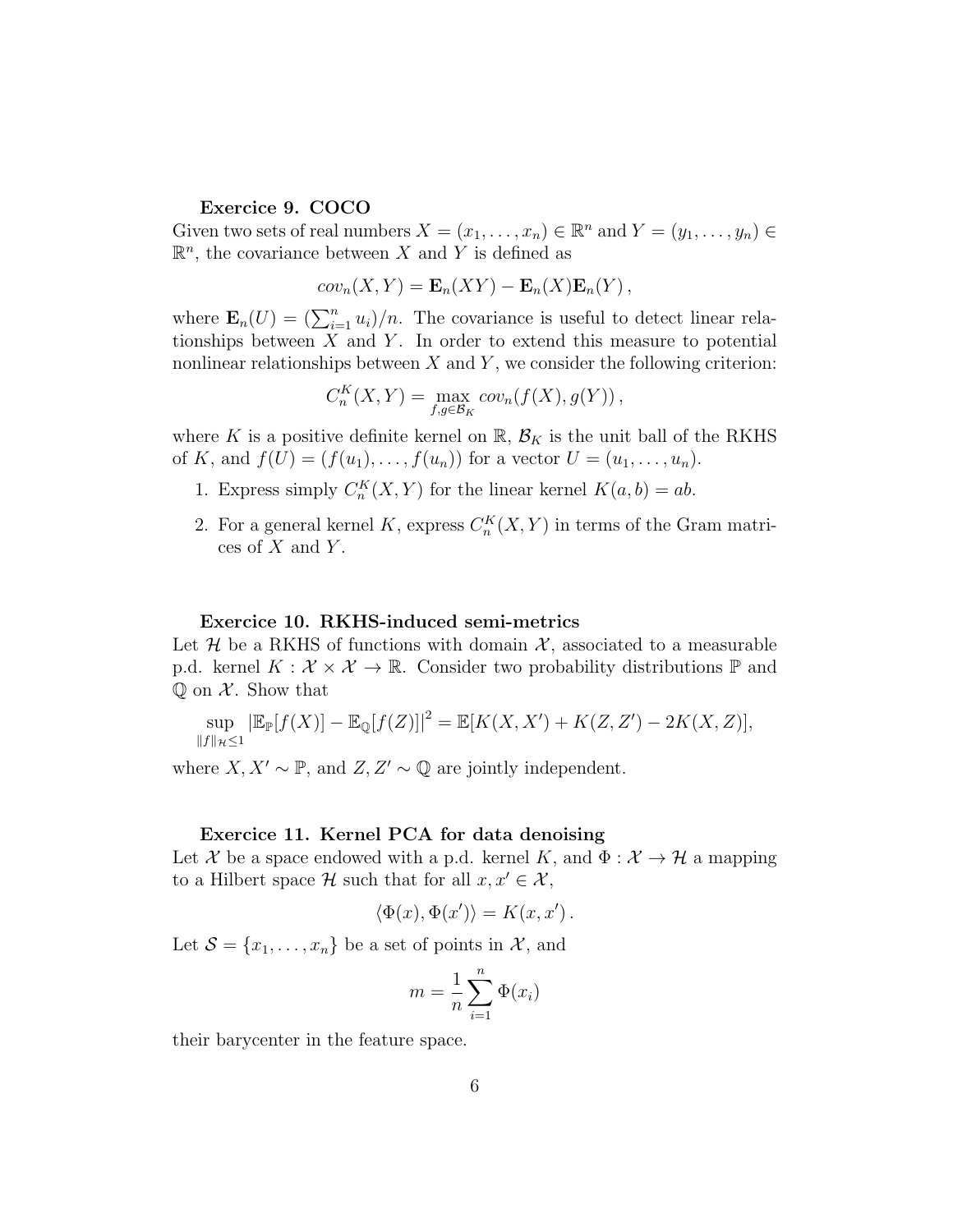**Exercice 9. COCO**

Given two sets of real numbers $X = (x_1, \ldots, x_n) \in \mathbb{R}^n$ and $Y = (y_1, \ldots, y_n) \in \mathbb{R}^n$, the covariance between $X$ and $Y$ is defined as

$$cov_n(X, Y) = \mathbf{E}_n(XY) - \mathbf{E}_n(X)\mathbf{E}_n(Y)\,,$$

where $\mathbf{E}_n(U) = (\sum_{i=1}^n u_i)/n$. The covariance is useful to detect linear relationships between $X$ and $Y$. In order to extend this measure to potential nonlinear relationships between $X$ and $Y$, we consider the following criterion:

$$C_n^K(X, Y) = \max_{f,g \in \mathcal{B}_K} cov_n(f(X), g(Y))\,,$$

where $K$ is a positive definite kernel on $\mathbb{R}$, $\mathcal{B}_K$ is the unit ball of the RKHS of $K$, and $f(U) = (f(u_1), \ldots, f(u_n))$ for a vector $U = (u_1, \ldots, u_n)$.

1. Express simply $C_n^K(X, Y)$ for the linear kernel $K(a, b) = ab$.
2. For a general kernel $K$, express $C_n^K(X, Y)$ in terms of the Gram matrices of $X$ and $Y$.

**Exercice 10. RKHS-induced semi-metrics**

Let $\mathcal{H}$ be a RKHS of functions with domain $\mathcal{X}$, associated to a measurable p.d. kernel $K : \mathcal{X} \times \mathcal{X} \to \mathbb{R}$. Consider two probability distributions $\mathbb{P}$ and $\mathbb{Q}$ on $\mathcal{X}$. Show that

$$\sup_{\|f\|_{\mathcal{H}} \leq 1} \left|\mathbb{E}_{\mathbb{P}}[f(X)] - \mathbb{E}_{\mathbb{Q}}[f(Z)]\right|^2 = \mathbb{E}[K(X, X') + K(Z, Z') - 2K(X, Z)],$$

where $X, X' \sim \mathbb{P}$, and $Z, Z' \sim \mathbb{Q}$ are jointly independent.

**Exercice 11. Kernel PCA for data denoising**

Let $\mathcal{X}$ be a space endowed with a p.d. kernel $K$, and $\Phi : \mathcal{X} \to \mathcal{H}$ a mapping to a Hilbert space $\mathcal{H}$ such that for all $x, x' \in \mathcal{X}$,

$$\langle \Phi(x), \Phi(x') \rangle = K(x, x')\,.$$

Let $\mathcal{S} = \{x_1, \ldots, x_n\}$ be a set of points in $\mathcal{X}$, and

$$m = \frac{1}{n} \sum_{i=1}^n \Phi(x_i)$$

their barycenter in the feature space.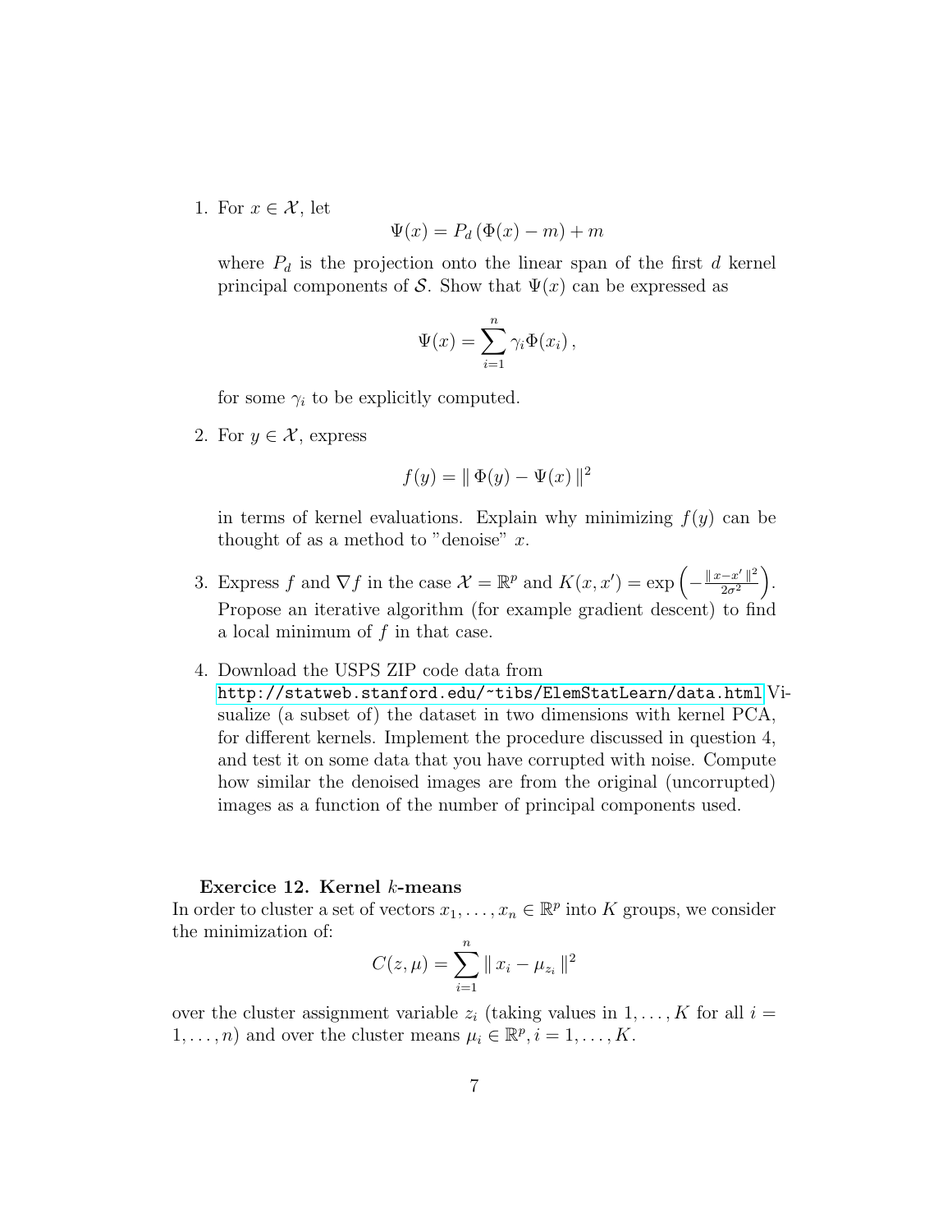1. For $x \in \mathcal{X}$, let

   $$\Psi(x) = P_d \left( \Phi(x) - m \right) + m$$

   where $P_d$ is the projection onto the linear span of the first $d$ kernel principal components of $\mathcal{S}$. Show that $\Psi(x)$ can be expressed as

   $$\Psi(x) = \sum_{i=1}^{n} \gamma_i \Phi(x_i) \,,$$

   for some $\gamma_i$ to be explicitly computed.

2. For $y \in \mathcal{X}$, express

   $$f(y) = \| \, \Phi(y) - \Psi(x) \, \|^2$$

   in terms of kernel evaluations. Explain why minimizing $f(y)$ can be thought of as a method to "denoise" $x$.

3. Express $f$ and $\nabla f$ in the case $\mathcal{X} = \mathbb{R}^p$ and $K(x, x') = \exp\left( -\frac{\| x - x' \|^2}{2\sigma^2} \right)$. Propose an iterative algorithm (for example gradient descent) to find a local minimum of $f$ in that case.

4. Download the USPS ZIP code data from http://statweb.stanford.edu/~tibs/ElemStatLearn/data.html Visualize (a subset of) the dataset in two dimensions with kernel PCA, for different kernels. Implement the procedure discussed in question 4, and test it on some data that you have corrupted with noise. Compute how similar the denoised images are from the original (uncorrupted) images as a function of the number of principal components used.

**Exercice 12. Kernel $k$-means**

In order to cluster a set of vectors $x_1, \ldots, x_n \in \mathbb{R}^p$ into $K$ groups, we consider the minimization of:

$$C(z, \mu) = \sum_{i=1}^{n} \| \, x_i - \mu_{z_i} \, \|^2$$

over the cluster assignment variable $z_i$ (taking values in $1, \ldots, K$ for all $i = 1, \ldots, n$) and over the cluster means $\mu_i \in \mathbb{R}^p, i = 1, \ldots, K$.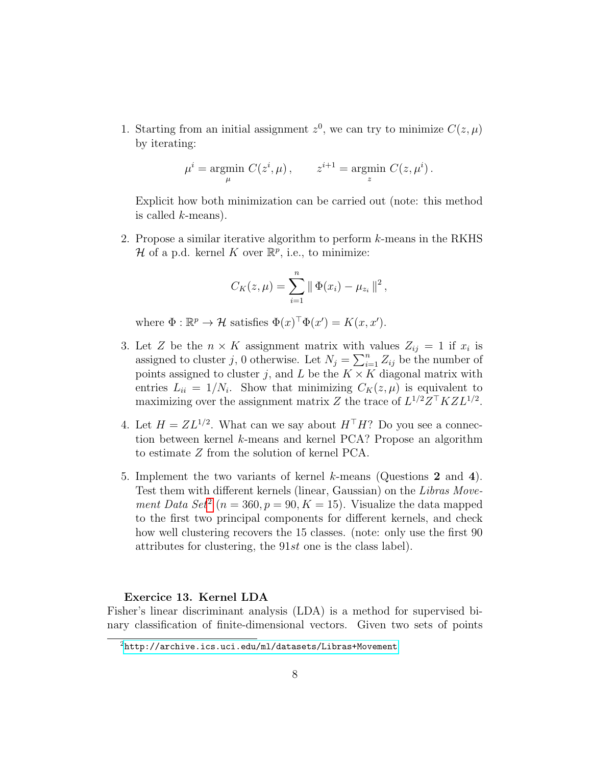1. Starting from an initial assignment $z^0$, we can try to minimize $C(z,\mu)$ by iterating:

$$\mu^i = \underset{\mu}{\text{argmin}}\ C(z^i,\mu)\,, \qquad z^{i+1} = \underset{z}{\text{argmin}}\ C(z,\mu^i)\,.$$

   Explicit how both minimization can be carried out (note: this method is called $k$-means).

2. Propose a similar iterative algorithm to perform $k$-means in the RKHS $\mathcal{H}$ of a p.d. kernel $K$ over $\mathbb{R}^p$, i.e., to minimize:

$$C_K(z,\mu) = \sum_{i=1}^{n} \| \, \Phi(x_i) - \mu_{z_i} \, \|^2\,,$$

   where $\Phi : \mathbb{R}^p \to \mathcal{H}$ satisfies $\Phi(x)^\top \Phi(x') = K(x,x')$.

3. Let $Z$ be the $n \times K$ assignment matrix with values $Z_{ij} = 1$ if $x_i$ is assigned to cluster $j$, 0 otherwise. Let $N_j = \sum_{i=1}^{n} Z_{ij}$ be the number of points assigned to cluster $j$, and $L$ be the $K \times K$ diagonal matrix with entries $L_{ii} = 1/N_i$. Show that minimizing $C_K(z,\mu)$ is equivalent to maximizing over the assignment matrix $Z$ the trace of $L^{1/2}Z^\top KZL^{1/2}$.

4. Let $H = ZL^{1/2}$. What can we say about $H^\top H$? Do you see a connection between kernel $k$-means and kernel PCA? Propose an algorithm to estimate $Z$ from the solution of kernel PCA.

5. Implement the two variants of kernel $k$-means (Questions **2** and **4**). Test them with different kernels (linear, Gaussian) on the *Libras Movement Data Set*[2] ($n = 360, p = 90, K = 15$). Visualize the data mapped to the first two principal components for different kernels, and check how well clustering recovers the 15 classes. (note: only use the first 90 attributes for clustering, the 91*st* one is the class label).

**Exercice 13. Kernel LDA**

Fisher's linear discriminant analysis (LDA) is a method for supervised binary classification of finite-dimensional vectors. Given two sets of points

[2] http://archive.ics.uci.edu/ml/datasets/Libras+Movement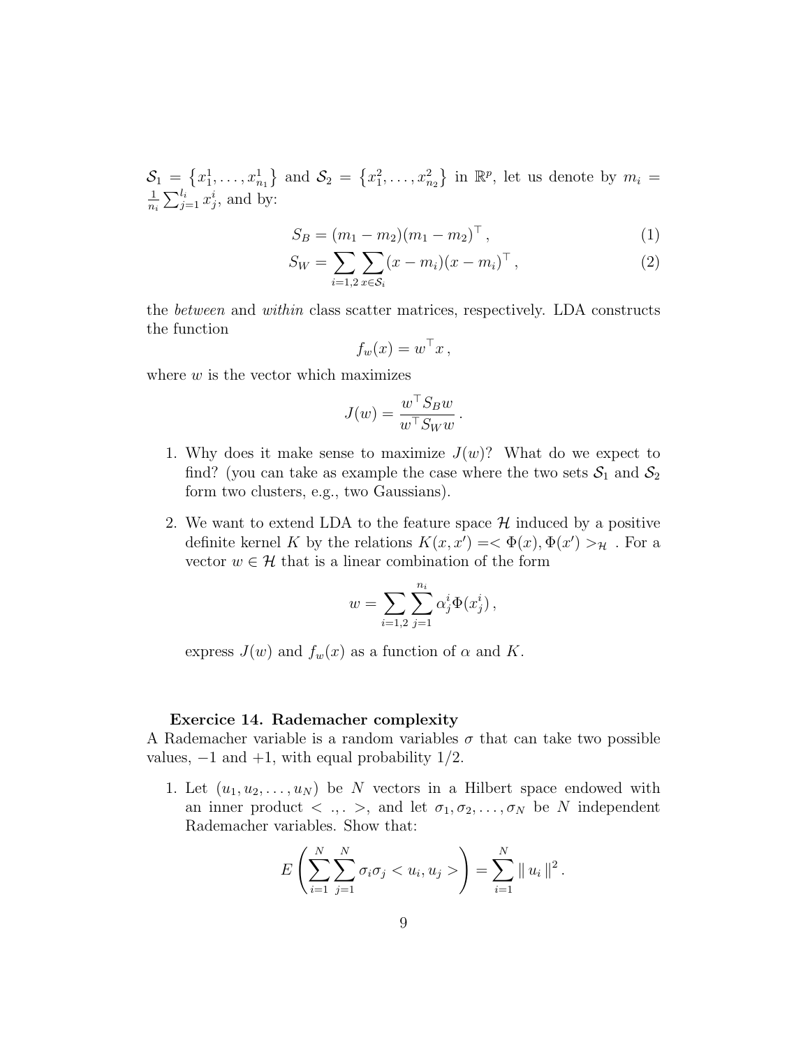$\mathcal{S}_1 = \left\{x_1^1, \ldots, x_{n_1}^1\right\}$ and $\mathcal{S}_2 = \left\{x_1^2, \ldots, x_{n_2}^2\right\}$ in $\mathbb{R}^p$, let us denote by $m_i = \frac{1}{n_i}\sum_{j=1}^{l_i} x_j^i$, and by:

$$S_B = (m_1 - m_2)(m_1 - m_2)^\top \,, \tag{1}$$

$$S_W = \sum_{i=1,2}\sum_{x \in \mathcal{S}_i} (x - m_i)(x - m_i)^\top \,, \tag{2}$$

the *between* and *within* class scatter matrices, respectively. LDA constructs the function

$$f_w(x) = w^\top x \,,$$

where $w$ is the vector which maximizes

$$J(w) = \frac{w^\top S_B w}{w^\top S_W w} \,.$$

1. Why does it make sense to maximize $J(w)$? What do we expect to find? (you can take as example the case where the two sets $\mathcal{S}_1$ and $\mathcal{S}_2$ form two clusters, e.g., two Gaussians).

2. We want to extend LDA to the feature space $\mathcal{H}$ induced by a positive definite kernel $K$ by the relations $K(x, x') = <\Phi(x), \Phi(x')>_{\mathcal{H}}$ . For a vector $w \in \mathcal{H}$ that is a linear combination of the form

$$w = \sum_{i=1,2}\sum_{j=1}^{n_i} \alpha_j^i \Phi(x_j^i) \,,$$

express $J(w)$ and $f_w(x)$ as a function of $\alpha$ and $K$.

**Exercice 14. Rademacher complexity**

A Rademacher variable is a random variables $\sigma$ that can take two possible values, $-1$ and $+1$, with equal probability $1/2$.

1. Let $(u_1, u_2, \ldots, u_N)$ be $N$ vectors in a Hilbert space endowed with an inner product $< .,. >$, and let $\sigma_1, \sigma_2, \ldots, \sigma_N$ be $N$ independent Rademacher variables. Show that:

$$E\left(\sum_{i=1}^{N}\sum_{j=1}^{N} \sigma_i \sigma_j < u_i, u_j >\right) = \sum_{i=1}^{N} \parallel u_i \parallel^2 .$$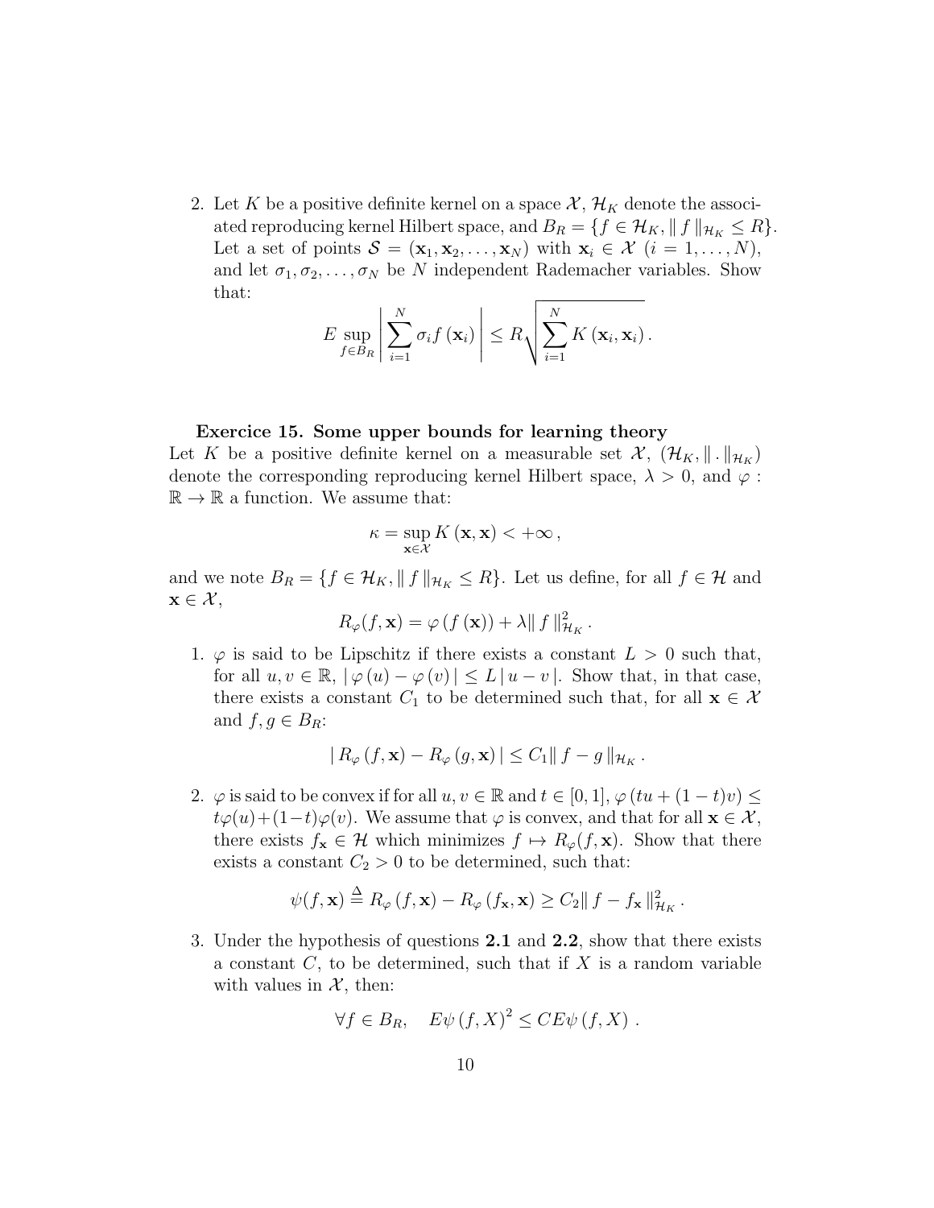2. Let $K$ be a positive definite kernel on a space $\mathcal{X}$, $\mathcal{H}_K$ denote the associated reproducing kernel Hilbert space, and $B_R = \{f \in \mathcal{H}_K, \| f \|_{\mathcal{H}_K} \leq R\}$. Let a set of points $\mathcal{S} = (\mathbf{x}_1, \mathbf{x}_2, \ldots, \mathbf{x}_N)$ with $\mathbf{x}_i \in \mathcal{X}$ $(i = 1, \ldots, N)$, and let $\sigma_1, \sigma_2, \ldots, \sigma_N$ be $N$ independent Rademacher variables. Show that:

$$E \sup_{f \in B_R} \left| \sum_{i=1}^{N} \sigma_i f(\mathbf{x}_i) \right| \leq R \sqrt{\sum_{i=1}^{N} K(\mathbf{x}_i, \mathbf{x}_i)}.$$

**Exercice 15. Some upper bounds for learning theory**

Let $K$ be a positive definite kernel on a measurable set $\mathcal{X}$, $(\mathcal{H}_K, \| . \|_{\mathcal{H}_K})$ denote the corresponding reproducing kernel Hilbert space, $\lambda > 0$, and $\varphi : \mathbb{R} \to \mathbb{R}$ a function. We assume that:

$$\kappa = \sup_{\mathbf{x} \in \mathcal{X}} K(\mathbf{x}, \mathbf{x}) < +\infty,$$

and we note $B_R = \{f \in \mathcal{H}_K, \| f \|_{\mathcal{H}_K} \leq R\}$. Let us define, for all $f \in \mathcal{H}$ and $\mathbf{x} \in \mathcal{X}$,

$$R_\varphi(f, \mathbf{x}) = \varphi(f(\mathbf{x})) + \lambda \| f \|^2_{\mathcal{H}_K}.$$

1. $\varphi$ is said to be Lipschitz if there exists a constant $L > 0$ such that, for all $u, v \in \mathbb{R}$, $| \varphi(u) - \varphi(v) | \leq L | u - v |$. Show that, in that case, there exists a constant $C_1$ to be determined such that, for all $\mathbf{x} \in \mathcal{X}$ and $f, g \in B_R$:

$$| R_\varphi(f, \mathbf{x}) - R_\varphi(g, \mathbf{x}) | \leq C_1 \| f - g \|_{\mathcal{H}_K}.$$

2. $\varphi$ is said to be convex if for all $u, v \in \mathbb{R}$ and $t \in [0, 1]$, $\varphi(tu + (1-t)v) \leq t\varphi(u) + (1-t)\varphi(v)$. We assume that $\varphi$ is convex, and that for all $\mathbf{x} \in \mathcal{X}$, there exists $f_{\mathbf{x}} \in \mathcal{H}$ which minimizes $f \mapsto R_\varphi(f, \mathbf{x})$. Show that there exists a constant $C_2 > 0$ to be determined, such that:

$$\psi(f, \mathbf{x}) \stackrel{\Delta}{=} R_\varphi(f, \mathbf{x}) - R_\varphi(f_{\mathbf{x}}, \mathbf{x}) \geq C_2 \| f - f_{\mathbf{x}} \|^2_{\mathcal{H}_K}.$$

3. Under the hypothesis of questions **2.1** and **2.2**, show that there exists a constant $C$, to be determined, such that if $X$ is a random variable with values in $\mathcal{X}$, then:

$$\forall f \in B_R, \quad E\psi(f, X)^2 \leq C E\psi(f, X).$$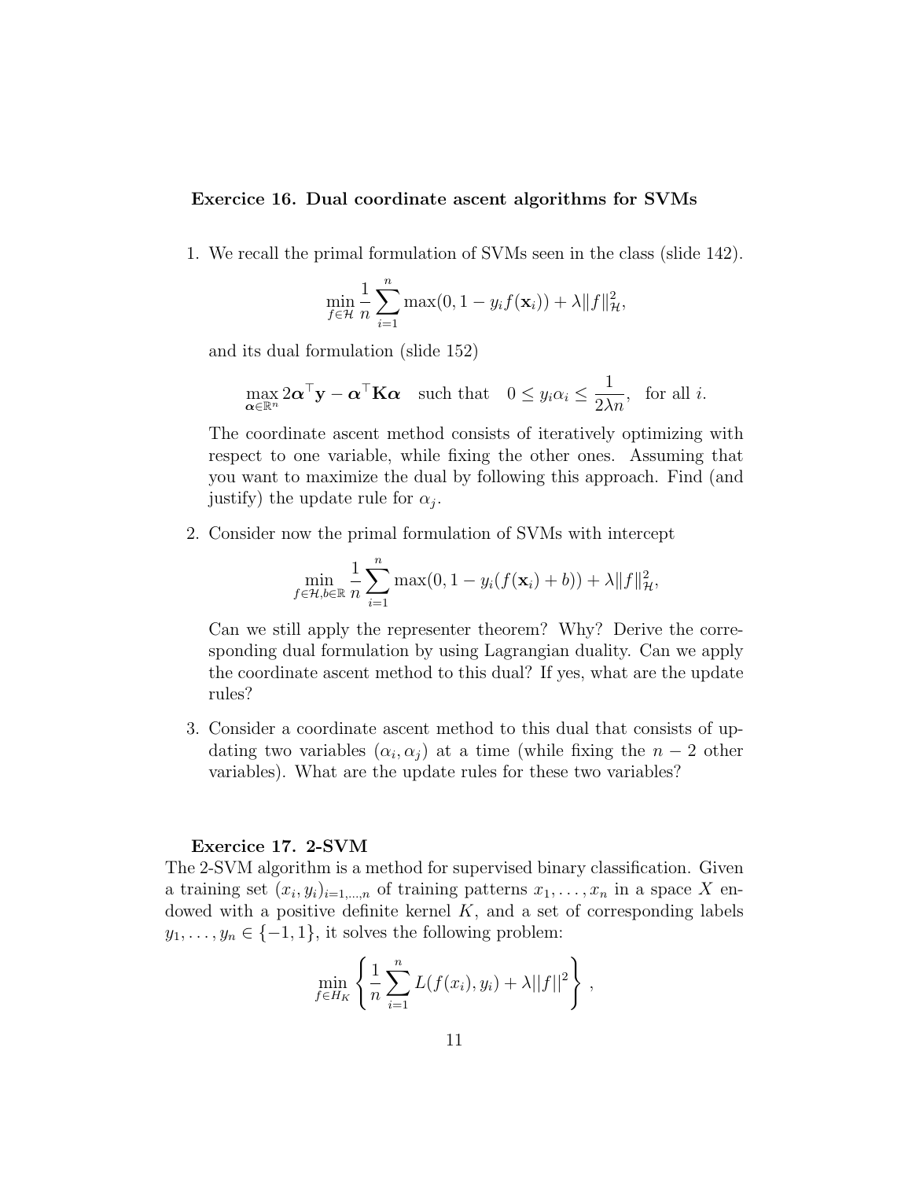**Exercice 16. Dual coordinate ascent algorithms for SVMs**

1. We recall the primal formulation of SVMs seen in the class (slide 142).

$$\min_{f \in \mathcal{H}} \frac{1}{n} \sum_{i=1}^{n} \max(0, 1 - y_i f(\mathbf{x}_i)) + \lambda \|f\|_{\mathcal{H}}^2,$$

and its dual formulation (slide 152)

$$\max_{\boldsymbol{\alpha} \in \mathbb{R}^n} 2\boldsymbol{\alpha}^\top \mathbf{y} - \boldsymbol{\alpha}^\top \mathbf{K} \boldsymbol{\alpha} \quad \text{such that} \quad 0 \leq y_i \alpha_i \leq \frac{1}{2\lambda n}, \text{ for all } i.$$

The coordinate ascent method consists of iteratively optimizing with respect to one variable, while fixing the other ones. Assuming that you want to maximize the dual by following this approach. Find (and justify) the update rule for $\alpha_j$.

2. Consider now the primal formulation of SVMs with intercept

$$\min_{f \in \mathcal{H}, b \in \mathbb{R}} \frac{1}{n} \sum_{i=1}^{n} \max(0, 1 - y_i (f(\mathbf{x}_i) + b)) + \lambda \|f\|_{\mathcal{H}}^2,$$

Can we still apply the representer theorem? Why? Derive the corresponding dual formulation by using Lagrangian duality. Can we apply the coordinate ascent method to this dual? If yes, what are the update rules?

3. Consider a coordinate ascent method to this dual that consists of updating two variables $(\alpha_i, \alpha_j)$ at a time (while fixing the $n - 2$ other variables). What are the update rules for these two variables?

**Exercice 17. 2-SVM**

The 2-SVM algorithm is a method for supervised binary classification. Given a training set $(x_i, y_i)_{i=1,\ldots,n}$ of training patterns $x_1, \ldots, x_n$ in a space $X$ endowed with a positive definite kernel $K$, and a set of corresponding labels $y_1, \ldots, y_n \in \{-1, 1\}$, it solves the following problem:

$$\min_{f \in H_K} \left\{ \frac{1}{n} \sum_{i=1}^{n} L(f(x_i), y_i) + \lambda ||f||^2 \right\},$$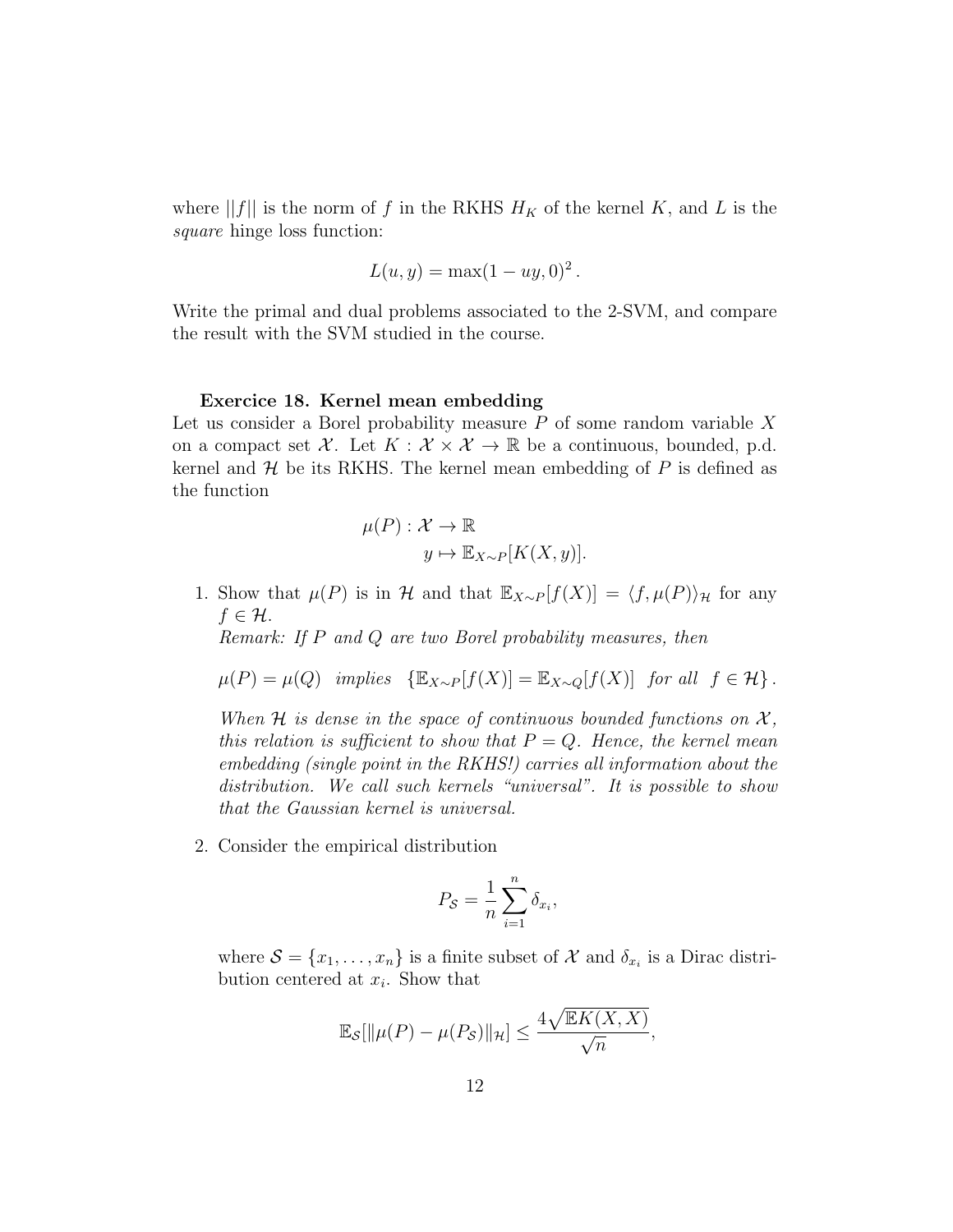where $||f||$ is the norm of $f$ in the RKHS $H_K$ of the kernel $K$, and $L$ is the *square* hinge loss function:

$$L(u, y) = \max(1 - uy, 0)^2 .$$

Write the primal and dual problems associated to the 2-SVM, and compare the result with the SVM studied in the course.

**Exercice 18. Kernel mean embedding**

Let us consider a Borel probability measure $P$ of some random variable $X$ on a compact set $\mathcal{X}$. Let $K : \mathcal{X} \times \mathcal{X} \to \mathbb{R}$ be a continuous, bounded, p.d. kernel and $\mathcal{H}$ be its RKHS. The kernel mean embedding of $P$ is defined as the function

$$\begin{aligned} \mu(P) : \mathcal{X} &\to \mathbb{R} \\ y &\mapsto \mathbb{E}_{X \sim P}[K(X, y)]. \end{aligned}$$

1. Show that $\mu(P)$ is in $\mathcal{H}$ and that $\mathbb{E}_{X \sim P}[f(X)] = \langle f, \mu(P) \rangle_{\mathcal{H}}$ for any $f \in \mathcal{H}$.

   *Remark: If $P$ and $Q$ are two Borel probability measures, then*

   $$\mu(P) = \mu(Q) \quad \textit{implies} \quad \{\mathbb{E}_{X \sim P}[f(X)] = \mathbb{E}_{X \sim Q}[f(X)] \quad \textit{for all} \quad f \in \mathcal{H}\} .$$

   *When $\mathcal{H}$ is dense in the space of continuous bounded functions on $\mathcal{X}$, this relation is sufficient to show that $P = Q$. Hence, the kernel mean embedding (single point in the RKHS!) carries all information about the distribution. We call such kernels "universal". It is possible to show that the Gaussian kernel is universal.*

2. Consider the empirical distribution

   $$P_{\mathcal{S}} = \frac{1}{n} \sum_{i=1}^{n} \delta_{x_i},$$

   where $\mathcal{S} = \{x_1, \ldots, x_n\}$ is a finite subset of $\mathcal{X}$ and $\delta_{x_i}$ is a Dirac distribution centered at $x_i$. Show that

   $$\mathbb{E}_{\mathcal{S}}[\|\mu(P) - \mu(P_{\mathcal{S}})\|_{\mathcal{H}}] \leq \frac{4\sqrt{\mathbb{E}K(X, X)}}{\sqrt{n}},$$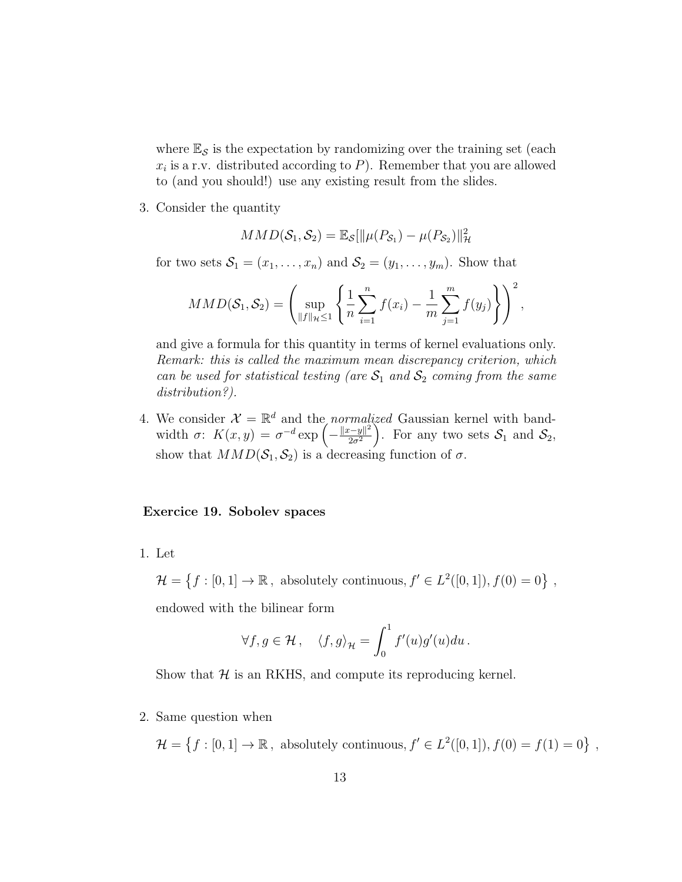where $\mathbb{E}_\mathcal{S}$ is the expectation by randomizing over the training set (each $x_i$ is a r.v. distributed according to $P$). Remember that you are allowed to (and you should!) use any existing result from the slides.

3. Consider the quantity

$$MMD(\mathcal{S}_1, \mathcal{S}_2) = \mathbb{E}_\mathcal{S}[\|\mu(P_{\mathcal{S}_1}) - \mu(P_{\mathcal{S}_2})\|^2_\mathcal{H}$$

for two sets $\mathcal{S}_1 = (x_1, \dots, x_n)$ and $\mathcal{S}_2 = (y_1, \dots, y_m)$. Show that

$$MMD(\mathcal{S}_1, \mathcal{S}_2) = \left( \sup_{\|f\|_\mathcal{H} \leq 1} \left\{ \frac{1}{n} \sum_{i=1}^n f(x_i) - \frac{1}{m} \sum_{j=1}^m f(y_j) \right\} \right)^2 ,$$

and give a formula for this quantity in terms of kernel evaluations only. *Remark: this is called the maximum mean discrepancy criterion, which can be used for statistical testing (are $\mathcal{S}_1$ and $\mathcal{S}_2$ coming from the same distribution?).*

4. We consider $\mathcal{X} = \mathbb{R}^d$ and the *normalized* Gaussian kernel with bandwidth $\sigma$: $K(x, y) = \sigma^{-d} \exp\left(-\frac{\|x-y\|^2}{2\sigma^2}\right)$. For any two sets $\mathcal{S}_1$ and $\mathcal{S}_2$, show that $MMD(\mathcal{S}_1, \mathcal{S}_2)$ is a decreasing function of $\sigma$.

**Exercice 19. Sobolev spaces**

1. Let

$$\mathcal{H} = \left\{ f : [0, 1] \to \mathbb{R} \,,\ \text{absolutely continuous}, f' \in L^2([0, 1]), f(0) = 0 \right\} \,,$$

endowed with the bilinear form

$$\forall f, g \in \mathcal{H} \,, \quad \langle f, g \rangle_\mathcal{H} = \int_0^1 f'(u) g'(u) du \,.$$

Show that $\mathcal{H}$ is an RKHS, and compute its reproducing kernel.

2. Same question when

$$\mathcal{H} = \left\{ f : [0, 1] \to \mathbb{R} \,,\ \text{absolutely continuous}, f' \in L^2([0, 1]), f(0) = f(1) = 0 \right\} \,,$$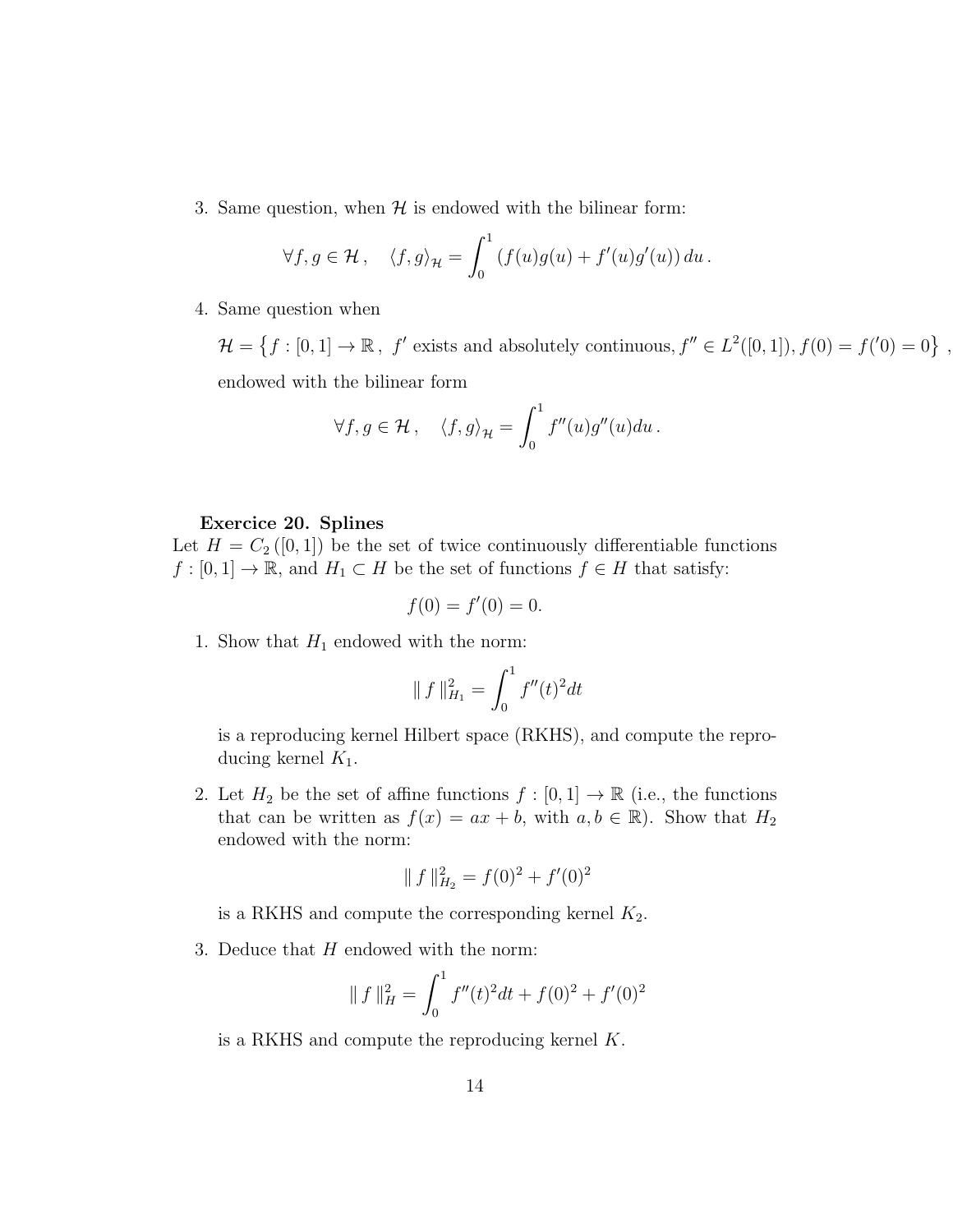3. Same question, when $\mathcal{H}$ is endowed with the bilinear form:

$$\forall f, g \in \mathcal{H}\,, \quad \langle f, g\rangle_{\mathcal{H}} = \int_0^1 \left(f(u)g(u) + f'(u)g'(u)\right) du\,.$$

4. Same question when

   $\mathcal{H} = \left\{f : [0,1] \to \mathbb{R}\,,\ f' \text{ exists and absolutely continuous}, f'' \in L^2([0,1]), f(0) = f('0) = 0\right\}$ ,

   endowed with the bilinear form

$$\forall f, g \in \mathcal{H}\,, \quad \langle f, g\rangle_{\mathcal{H}} = \int_0^1 f''(u)g''(u)du\,.$$

**Exercice 20. Splines**

Let $H = C_2([0,1])$ be the set of twice continuously differentiable functions $f : [0,1] \to \mathbb{R}$, and $H_1 \subset H$ be the set of functions $f \in H$ that satisfy:

$$f(0) = f'(0) = 0.$$

1. Show that $H_1$ endowed with the norm:

$$\| f \|_{H_1}^2 = \int_0^1 f''(t)^2 dt$$

   is a reproducing kernel Hilbert space (RKHS), and compute the reproducing kernel $K_1$.

2. Let $H_2$ be the set of affine functions $f : [0,1] \to \mathbb{R}$ (i.e., the functions that can be written as $f(x) = ax + b$, with $a, b \in \mathbb{R}$). Show that $H_2$ endowed with the norm:

$$\| f \|_{H_2}^2 = f(0)^2 + f'(0)^2$$

   is a RKHS and compute the corresponding kernel $K_2$.

3. Deduce that $H$ endowed with the norm:

$$\| f \|_{H}^2 = \int_0^1 f''(t)^2 dt + f(0)^2 + f'(0)^2$$

   is a RKHS and compute the reproducing kernel $K$.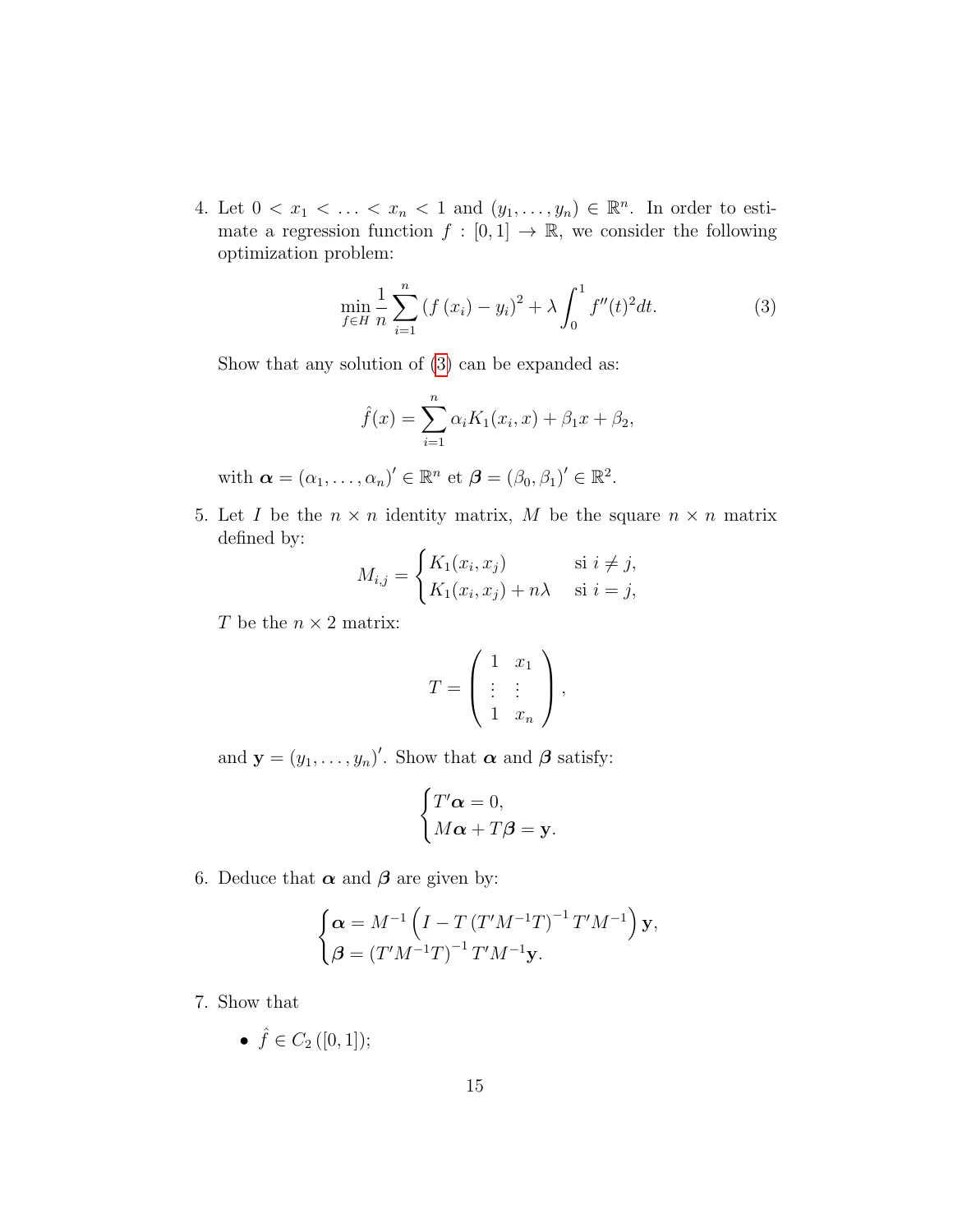4. Let $0 < x_1 < \ldots < x_n < 1$ and $(y_1, \ldots, y_n) \in \mathbb{R}^n$. In order to estimate a regression function $f : [0,1] \to \mathbb{R}$, we consider the following optimization problem:

$$\min_{f \in H} \frac{1}{n} \sum_{i=1}^{n} \left(f\left(x_i\right) - y_i\right)^2 + \lambda \int_0^1 f''(t)^2 dt. \tag{3}$$

   Show that any solution of (3) can be expanded as:

$$\hat{f}(x) = \sum_{i=1}^{n} \alpha_i K_1(x_i, x) + \beta_1 x + \beta_2,$$

   with $\boldsymbol{\alpha} = (\alpha_1, \ldots, \alpha_n)' \in \mathbb{R}^n$ et $\boldsymbol{\beta} = (\beta_0, \beta_1)' \in \mathbb{R}^2$.

5. Let $I$ be the $n \times n$ identity matrix, $M$ be the square $n \times n$ matrix defined by:

$$M_{i,j} = \begin{cases} K_1(x_i, x_j) & \text{si } i \neq j, \\ K_1(x_i, x_j) + n\lambda & \text{si } i = j, \end{cases}$$

   $T$ be the $n \times 2$ matrix:

$$T = \begin{pmatrix} 1 & x_1 \\ \vdots & \vdots \\ 1 & x_n \end{pmatrix},$$

   and $\mathbf{y} = (y_1, \ldots, y_n)'$. Show that $\boldsymbol{\alpha}$ and $\boldsymbol{\beta}$ satisfy:

$$\begin{cases} T'\boldsymbol{\alpha} = 0, \\ M\boldsymbol{\alpha} + T\boldsymbol{\beta} = \mathbf{y}. \end{cases}$$

6. Deduce that $\boldsymbol{\alpha}$ and $\boldsymbol{\beta}$ are given by:

$$\begin{cases} \boldsymbol{\alpha} = M^{-1}\left(I - T\left(T'M^{-1}T\right)^{-1} T'M^{-1}\right)\mathbf{y}, \\ \boldsymbol{\beta} = \left(T'M^{-1}T\right)^{-1} T'M^{-1}\mathbf{y}. \end{cases}$$

7. Show that

   - $\hat{f} \in C_2\left([0,1]\right)$;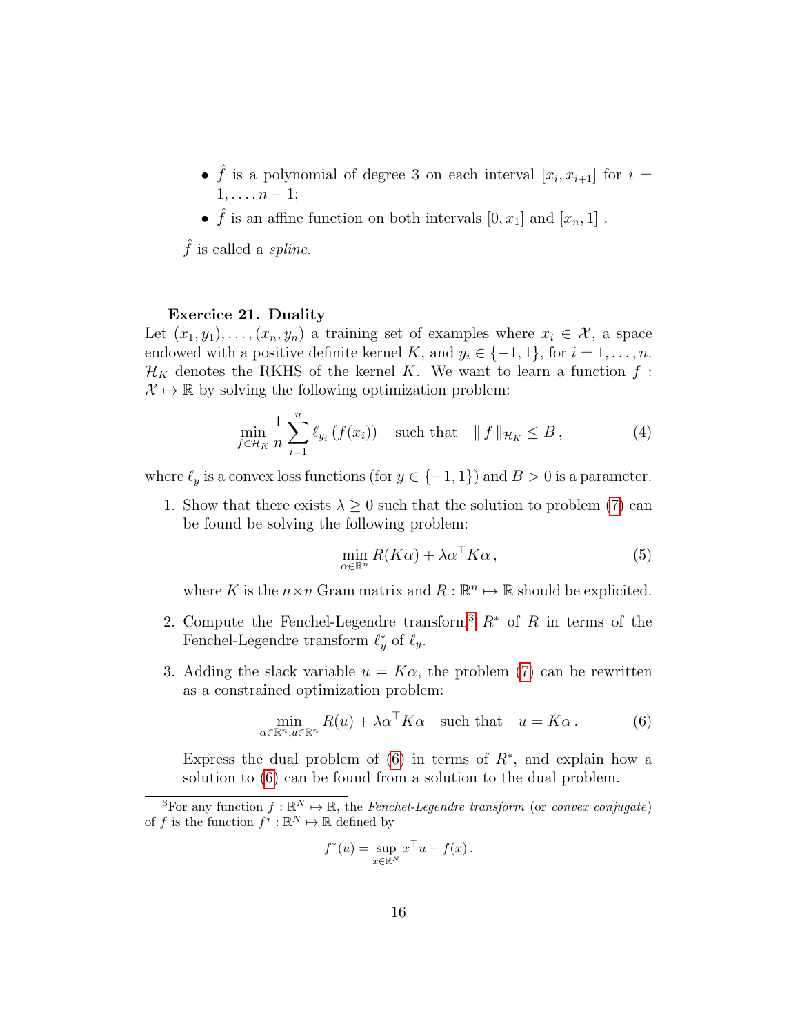- $\hat{f}$ is a polynomial of degree 3 on each interval $[x_i, x_{i+1}]$ for $i = 1, \ldots, n-1$;
- $\hat{f}$ is an affine function on both intervals $[0, x_1]$ and $[x_n, 1]$ .

$\hat{f}$ is called a *spline*.

**Exercice 21. Duality**

Let $(x_1, y_1), \ldots, (x_n, y_n)$ a training set of examples where $x_i \in \mathcal{X}$, a space endowed with a positive definite kernel $K$, and $y_i \in \{-1, 1\}$, for $i = 1, \ldots, n$. $\mathcal{H}_K$ denotes the RKHS of the kernel $K$. We want to learn a function $f : \mathcal{X} \mapsto \mathbb{R}$ by solving the following optimization problem:

$$\min_{f \in \mathcal{H}_K} \frac{1}{n} \sum_{i=1}^{n} \ell_{y_i}(f(x_i)) \quad \text{such that} \quad \| f \|_{\mathcal{H}_K} \leq B \,, \tag{4}$$

where $\ell_y$ is a convex loss functions (for $y \in \{-1, 1\}$) and $B > 0$ is a parameter.

1. Show that there exists $\lambda \geq 0$ such that the solution to problem (7) can be found be solving the following problem:

$$\min_{\alpha \in \mathbb{R}^n} R(K\alpha) + \lambda \alpha^\top K \alpha \,, \tag{5}$$

   where $K$ is the $n \times n$ Gram matrix and $R : \mathbb{R}^n \mapsto \mathbb{R}$ should be explicited.

2. Compute the Fenchel-Legendre transform[3] $R^*$ of $R$ in terms of the Fenchel-Legendre transform $\ell_y^*$ of $\ell_y$.

3. Adding the slack variable $u = K\alpha$, the problem (7) can be rewritten as a constrained optimization problem:

$$\min_{\alpha \in \mathbb{R}^n, u \in \mathbb{R}^n} R(u) + \lambda \alpha^\top K \alpha \quad \text{such that} \quad u = K\alpha \,. \tag{6}$$

   Express the dual problem of (6) in terms of $R^*$, and explain how a solution to (6) can be found from a solution to the dual problem.

[3] For any function $f : \mathbb{R}^N \mapsto \mathbb{R}$, the *Fenchel-Legendre transform* (or *convex conjugate*) of $f$ is the function $f^* : \mathbb{R}^N \mapsto \mathbb{R}$ defined by

$$f^*(u) = \sup_{x \in \mathbb{R}^N} x^\top u - f(x) \,.$$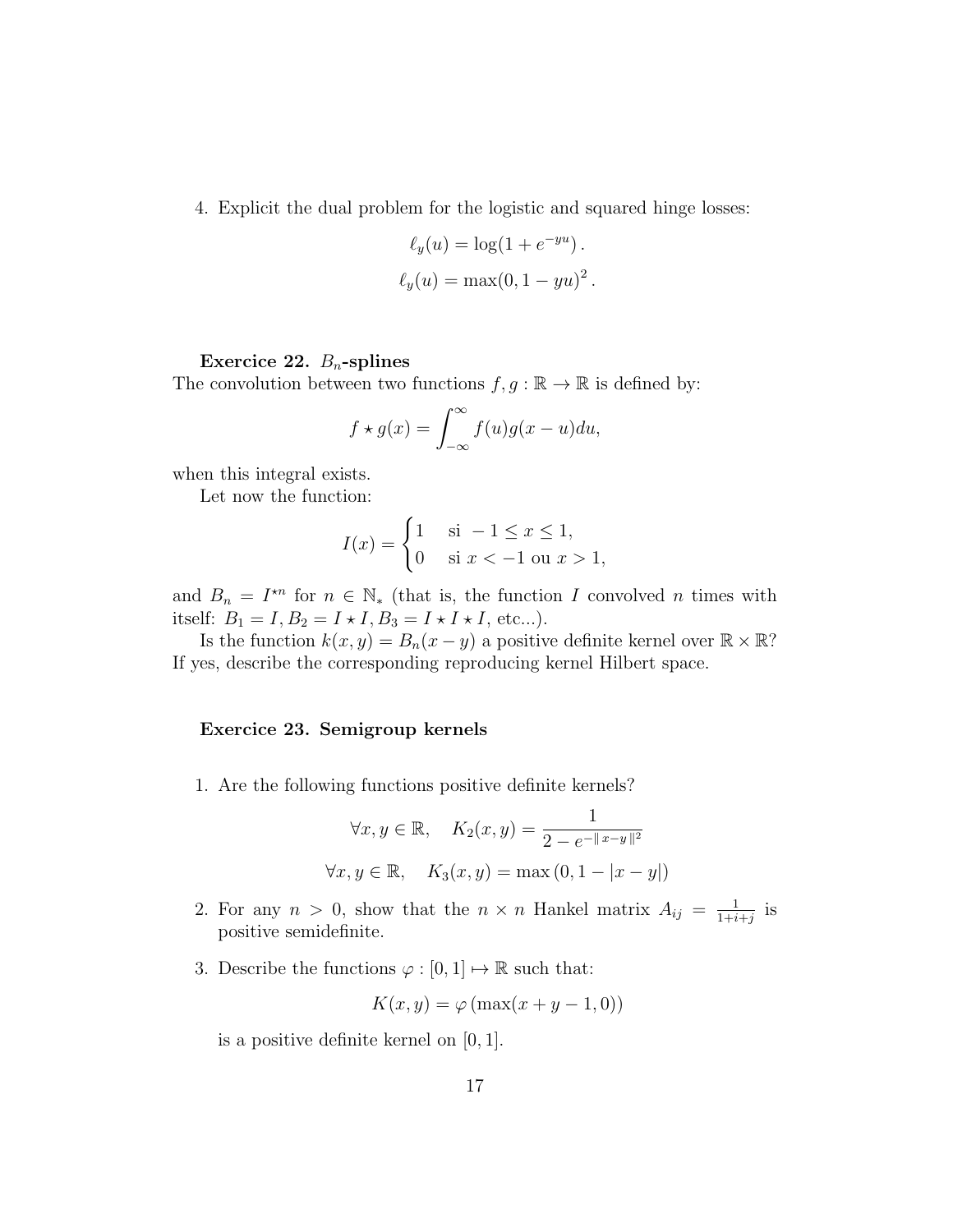4. Explicit the dual problem for the logistic and squared hinge losses:

$$\ell_y(u) = \log(1 + e^{-yu})\,.$$

$$\ell_y(u) = \max(0, 1 - yu)^2\,.$$

**Exercice 22.** **$B_n$-splines**

The convolution between two functions $f, g : \mathbb{R} \to \mathbb{R}$ is defined by:

$$f \star g(x) = \int_{-\infty}^{\infty} f(u) g(x - u) du,$$

when this integral exists.

Let now the function:

$$I(x) = \begin{cases} 1 & \text{si } -1 \leq x \leq 1, \\ 0 & \text{si } x < -1 \text{ ou } x > 1, \end{cases}$$

and $B_n = I^{\star n}$ for $n \in \mathbb{N}_*$ (that is, the function $I$ convolved $n$ times with itself: $B_1 = I, B_2 = I \star I, B_3 = I \star I \star I$, etc...).

Is the function $k(x, y) = B_n(x - y)$ a positive definite kernel over $\mathbb{R} \times \mathbb{R}$? If yes, describe the corresponding reproducing kernel Hilbert space.

**Exercice 23. Semigroup kernels**

1. Are the following functions positive definite kernels?

$$\forall x, y \in \mathbb{R}, \quad K_2(x, y) = \frac{1}{2 - e^{-\| x - y \|^2}}$$

$$\forall x, y \in \mathbb{R}, \quad K_3(x, y) = \max(0, 1 - |x - y|)$$

2. For any $n > 0$, show that the $n \times n$ Hankel matrix $A_{ij} = \frac{1}{1+i+j}$ is positive semidefinite.

3. Describe the functions $\varphi : [0, 1] \mapsto \mathbb{R}$ such that:

$$K(x, y) = \varphi(\max(x + y - 1, 0))$$

is a positive definite kernel on $[0, 1]$.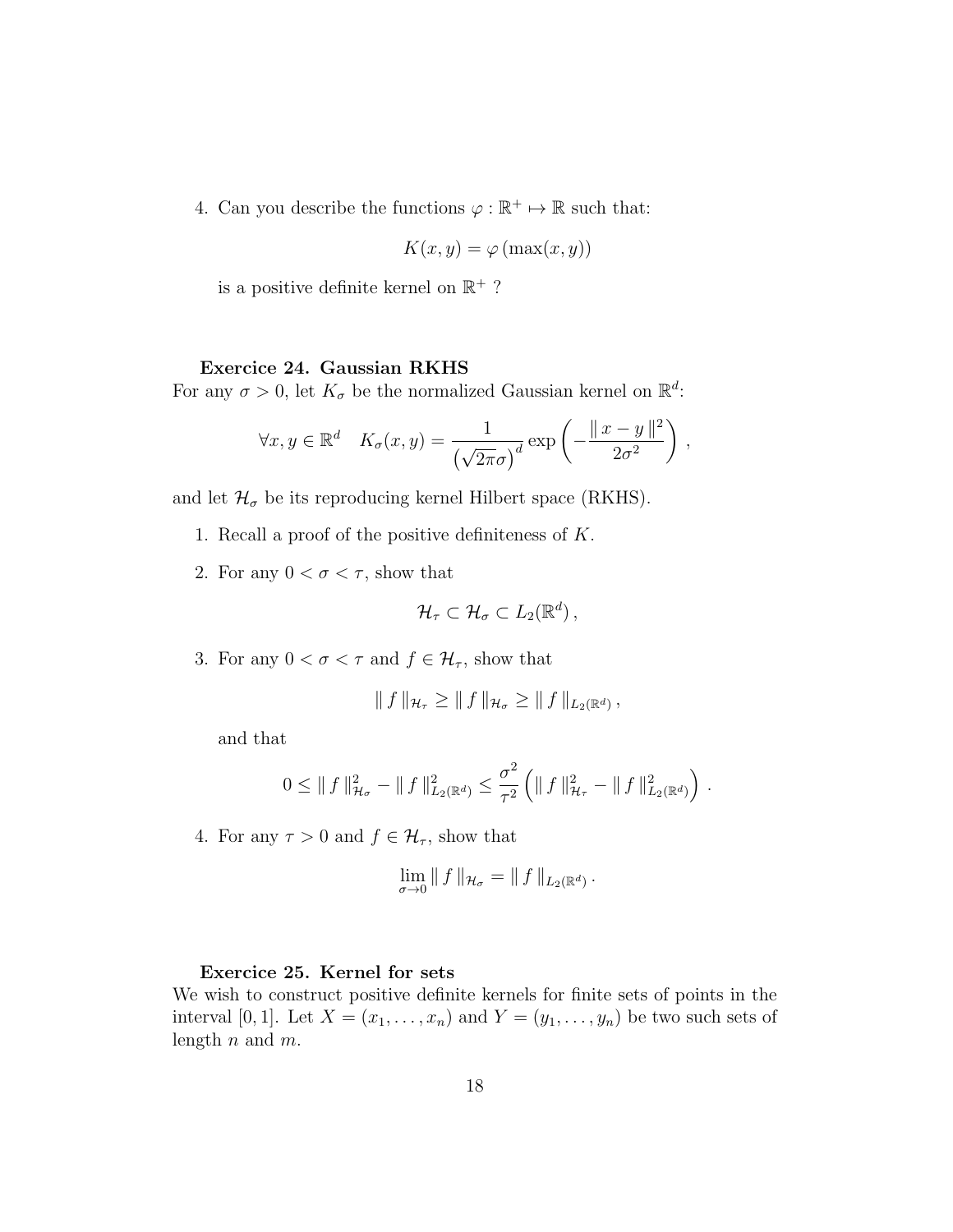4. Can you describe the functions $\varphi : \mathbb{R}^+ \mapsto \mathbb{R}$ such that:

$$K(x, y) = \varphi(\max(x, y))$$

is a positive definite kernel on $\mathbb{R}^+$ ?

**Exercice 24. Gaussian RKHS**

For any $\sigma > 0$, let $K_\sigma$ be the normalized Gaussian kernel on $\mathbb{R}^d$:

$$\forall x, y \in \mathbb{R}^d \quad K_\sigma(x, y) = \frac{1}{\left(\sqrt{2\pi}\sigma\right)^d} \exp\left(-\frac{\| x - y \|^2}{2\sigma^2}\right),$$

and let $\mathcal{H}_\sigma$ be its reproducing kernel Hilbert space (RKHS).

1. Recall a proof of the positive definiteness of $K$.

2. For any $0 < \sigma < \tau$, show that

$$\mathcal{H}_\tau \subset \mathcal{H}_\sigma \subset L_2(\mathbb{R}^d),$$

3. For any $0 < \sigma < \tau$ and $f \in \mathcal{H}_\tau$, show that

$$\| f \|_{\mathcal{H}_\tau} \geq \| f \|_{\mathcal{H}_\sigma} \geq \| f \|_{L_2(\mathbb{R}^d)},$$

and that

$$0 \leq \| f \|^2_{\mathcal{H}_\sigma} - \| f \|^2_{L_2(\mathbb{R}^d)} \leq \frac{\sigma^2}{\tau^2}\left(\| f \|^2_{\mathcal{H}_\tau} - \| f \|^2_{L_2(\mathbb{R}^d)}\right).$$

4. For any $\tau > 0$ and $f \in \mathcal{H}_\tau$, show that

$$\lim_{\sigma \to 0} \| f \|_{\mathcal{H}_\sigma} = \| f \|_{L_2(\mathbb{R}^d)}.$$

**Exercice 25. Kernel for sets**

We wish to construct positive definite kernels for finite sets of points in the interval $[0, 1]$. Let $X = (x_1, \ldots, x_n)$ and $Y = (y_1, \ldots, y_n)$ be two such sets of length $n$ and $m$.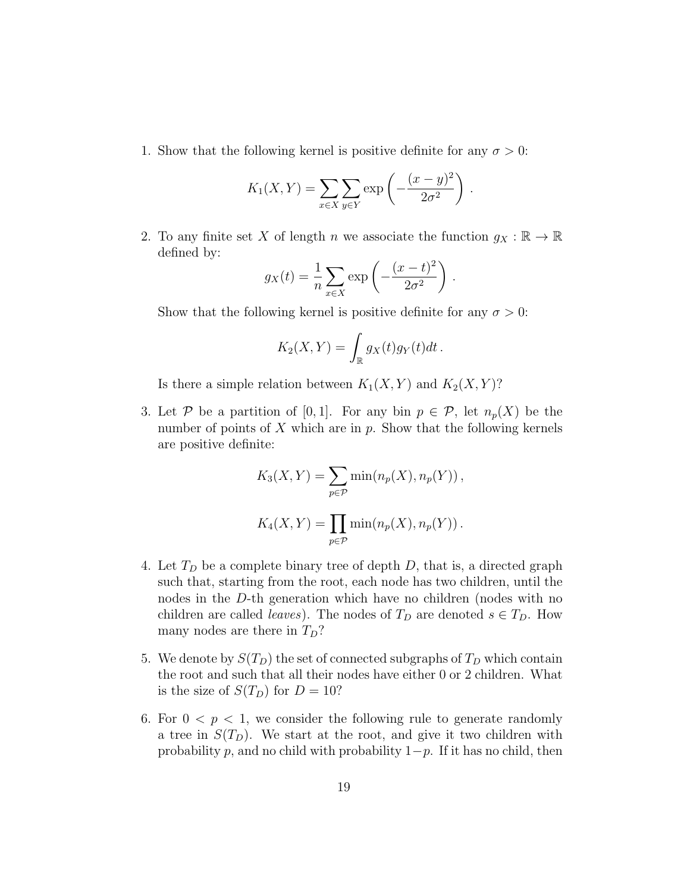1. Show that the following kernel is positive definite for any $\sigma > 0$:

$$K_1(X, Y) = \sum_{x \in X} \sum_{y \in Y} \exp\left(-\frac{(x-y)^2}{2\sigma^2}\right).$$

2. To any finite set $X$ of length $n$ we associate the function $g_X : \mathbb{R} \to \mathbb{R}$ defined by:

$$g_X(t) = \frac{1}{n} \sum_{x \in X} \exp\left(-\frac{(x-t)^2}{2\sigma^2}\right).$$

   Show that the following kernel is positive definite for any $\sigma > 0$:

$$K_2(X, Y) = \int_{\mathbb{R}} g_X(t) g_Y(t) dt.$$

   Is there a simple relation between $K_1(X, Y)$ and $K_2(X, Y)$?

3. Let $\mathcal{P}$ be a partition of $[0, 1]$. For any bin $p \in \mathcal{P}$, let $n_p(X)$ be the number of points of $X$ which are in $p$. Show that the following kernels are positive definite:

$$K_3(X, Y) = \sum_{p \in \mathcal{P}} \min(n_p(X), n_p(Y)),$$

$$K_4(X, Y) = \prod_{p \in \mathcal{P}} \min(n_p(X), n_p(Y)).$$

4. Let $T_D$ be a complete binary tree of depth $D$, that is, a directed graph such that, starting from the root, each node has two children, until the nodes in the $D$-th generation which have no children (nodes with no children are called *leaves*). The nodes of $T_D$ are denoted $s \in T_D$. How many nodes are there in $T_D$?

5. We denote by $S(T_D)$ the set of connected subgraphs of $T_D$ which contain the root and such that all their nodes have either 0 or 2 children. What is the size of $S(T_D)$ for $D = 10$?

6. For $0 < p < 1$, we consider the following rule to generate randomly a tree in $S(T_D)$. We start at the root, and give it two children with probability $p$, and no child with probability $1-p$. If it has no child, then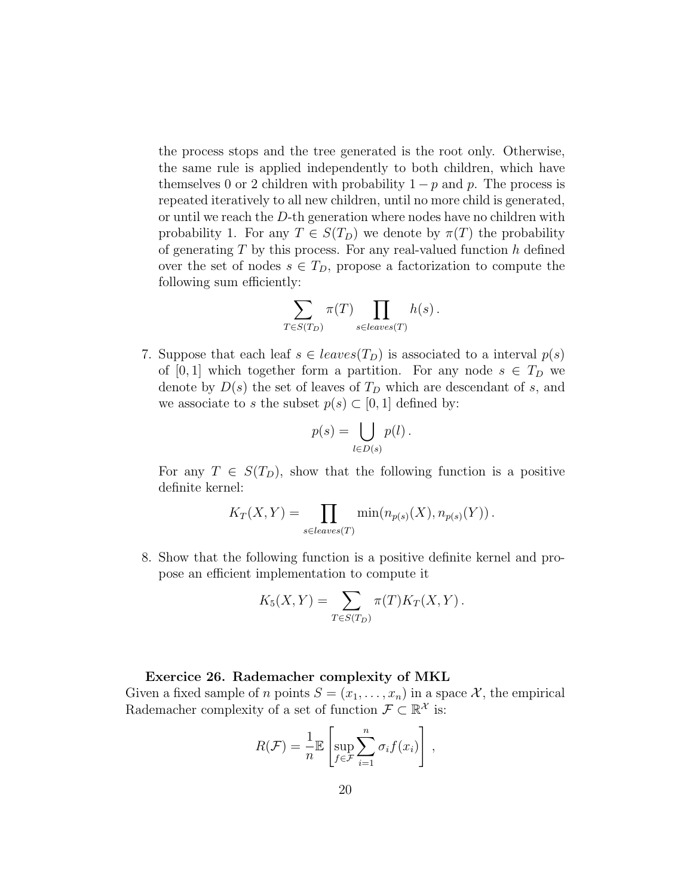the process stops and the tree generated is the root only. Otherwise, the same rule is applied independently to both children, which have themselves 0 or 2 children with probability $1-p$ and $p$. The process is repeated iteratively to all new children, until no more child is generated, or until we reach the $D$-th generation where nodes have no children with probability 1. For any $T \in S(T_D)$ we denote by $\pi(T)$ the probability of generating $T$ by this process. For any real-valued function $h$ defined over the set of nodes $s \in T_D$, propose a factorization to compute the following sum efficiently:

$$\sum_{T \in S(T_D)} \pi(T) \prod_{s \in leaves(T)} h(s) .$$

7. Suppose that each leaf $s \in leaves(T_D)$ is associated to a interval $p(s)$ of $[0,1]$ which together form a partition. For any node $s \in T_D$ we denote by $D(s)$ the set of leaves of $T_D$ which are descendant of $s$, and we associate to $s$ the subset $p(s) \subset [0,1]$ defined by:

$$p(s) = \bigcup_{l \in D(s)} p(l) .$$

For any $T \in S(T_D)$, show that the following function is a positive definite kernel:

$$K_T(X,Y) = \prod_{s \in leaves(T)} \min(n_{p(s)}(X), n_{p(s)}(Y)) .$$

8. Show that the following function is a positive definite kernel and propose an efficient implementation to compute it

$$K_5(X,Y) = \sum_{T \in S(T_D)} \pi(T) K_T(X,Y) .$$

**Exercice 26. Rademacher complexity of MKL**

Given a fixed sample of $n$ points $S = (x_1, \ldots, x_n)$ in a space $\mathcal{X}$, the empirical Rademacher complexity of a set of function $\mathcal{F} \subset \mathbb{R}^{\mathcal{X}}$ is:

$$R(\mathcal{F}) = \frac{1}{n} \mathbb{E}\left[\sup_{f \in \mathcal{F}} \sum_{i=1}^{n} \sigma_i f(x_i)\right] ,$$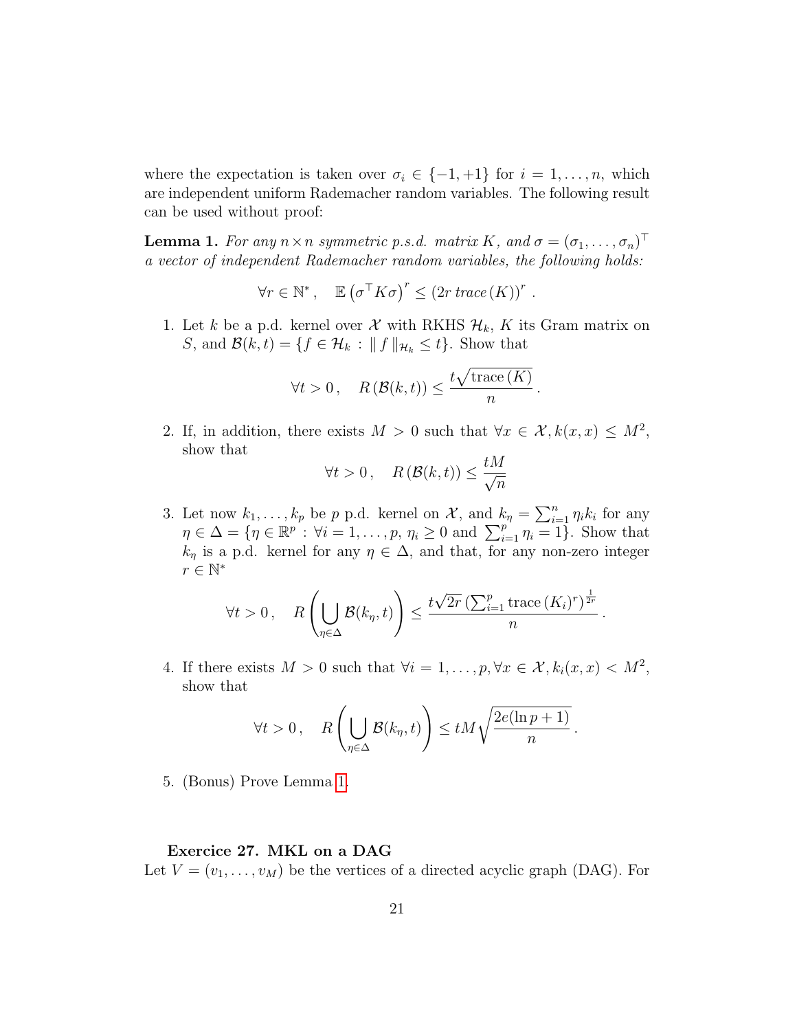where the expectation is taken over $\sigma_i \in \{-1, +1\}$ for $i = 1, \ldots, n$, which are independent uniform Rademacher random variables. The following result can be used without proof:

**Lemma 1.** *For any $n \times n$ symmetric p.s.d. matrix $K$, and $\sigma = (\sigma_1, \ldots, \sigma_n)^\top$ a vector of independent Rademacher random variables, the following holds:*

$$\forall r \in \mathbb{N}^*, \quad \mathbb{E}\left(\sigma^\top K \sigma\right)^r \leq \left(2r \, trace\,(K)\right)^r .$$

1. Let $k$ be a p.d. kernel over $\mathcal{X}$ with RKHS $\mathcal{H}_k$, $K$ its Gram matrix on $S$, and $\mathcal{B}(k,t) = \{f \in \mathcal{H}_k \, : \, \| f \|_{\mathcal{H}_k} \leq t\}$. Show that

$$\forall t > 0 , \quad R\left(\mathcal{B}(k,t)\right) \leq \frac{t\sqrt{\mathrm{trace}\,(K)}}{n} .$$

2. If, in addition, there exists $M > 0$ such that $\forall x \in \mathcal{X}, k(x,x) \leq M^2$, show that

$$\forall t > 0 , \quad R\left(\mathcal{B}(k,t)\right) \leq \frac{tM}{\sqrt{n}}$$

3. Let now $k_1, \ldots, k_p$ be $p$ p.d. kernel on $\mathcal{X}$, and $k_\eta = \sum_{i=1}^n \eta_i k_i$ for any $\eta \in \Delta = \{\eta \in \mathbb{R}^p : \forall i = 1, \ldots, p, \ \eta_i \geq 0 \text{ and } \sum_{i=1}^p \eta_i = 1\}$. Show that $k_\eta$ is a p.d. kernel for any $\eta \in \Delta$, and that, for any non-zero integer $r \in \mathbb{N}^*$

$$\forall t > 0 , \quad R\left(\bigcup_{\eta \in \Delta} \mathcal{B}(k_\eta, t)\right) \leq \frac{t\sqrt{2r}\left(\sum_{i=1}^p \mathrm{trace}\,(K_i)^r\right)^{\frac{1}{2r}}}{n} .$$

4. If there exists $M > 0$ such that $\forall i = 1, \ldots, p, \forall x \in \mathcal{X}, k_i(x,x) < M^2$, show that

$$\forall t > 0 , \quad R\left(\bigcup_{\eta \in \Delta} \mathcal{B}(k_\eta, t)\right) \leq tM\sqrt{\frac{2e(\ln p + 1)}{n}} .$$

5. (Bonus) Prove Lemma 1.

**Exercice 27. MKL on a DAG**

Let $V = (v_1, \ldots, v_M)$ be the vertices of a directed acyclic graph (DAG). For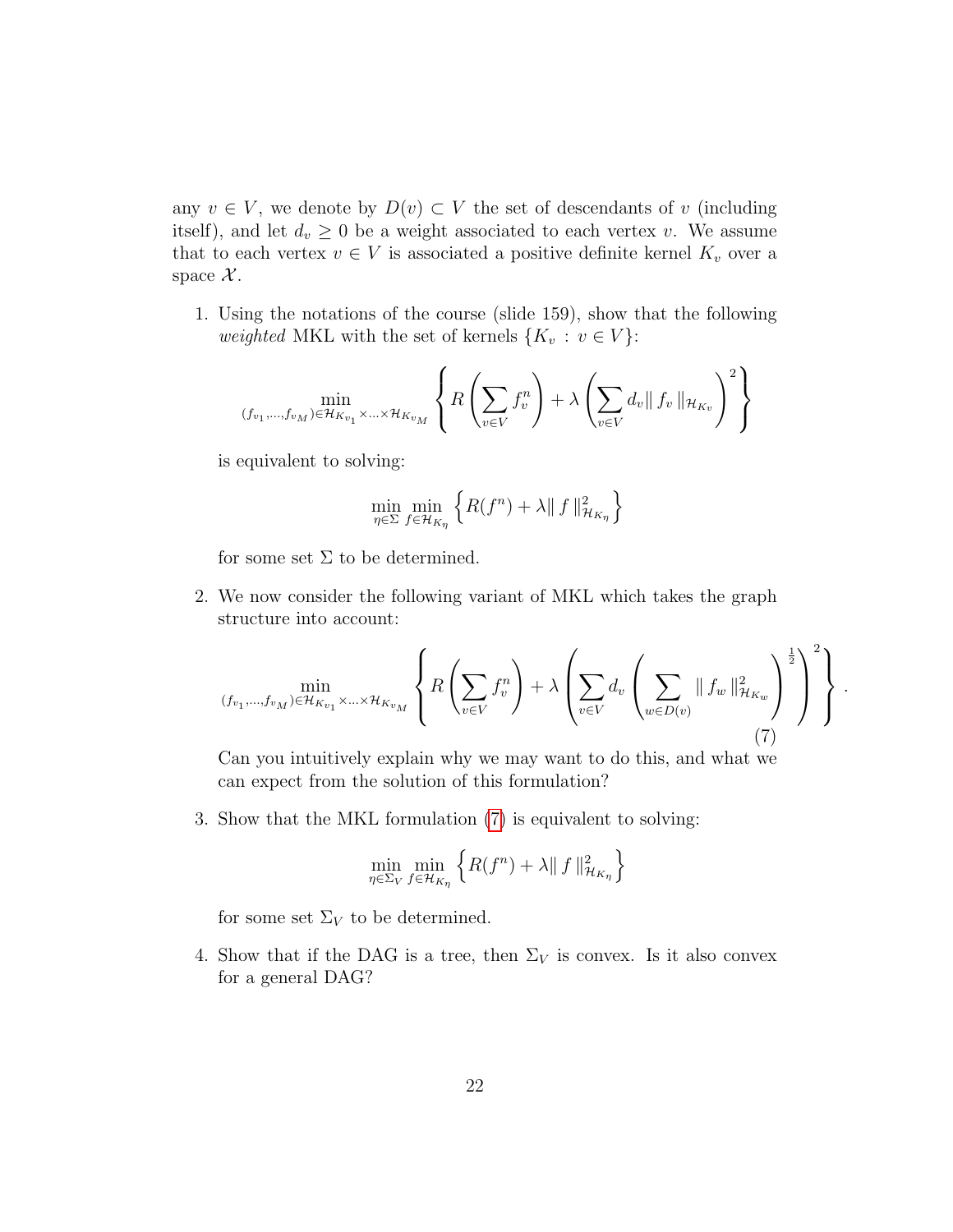any $v \in V$, we denote by $D(v) \subset V$ the set of descendants of $v$ (including itself), and let $d_v \geq 0$ be a weight associated to each vertex $v$. We assume that to each vertex $v \in V$ is associated a positive definite kernel $K_v$ over a space $\mathcal{X}$.

1. Using the notations of the course (slide 159), show that the following *weighted* MKL with the set of kernels $\{K_v : v \in V\}$:

$$\min_{(f_{v_1},\ldots,f_{v_M}) \in \mathcal{H}_{K_{v_1}} \times \ldots \times \mathcal{H}_{K_{v_M}}} \left\{ R\left(\sum_{v \in V} f_v^n\right) + \lambda \left(\sum_{v \in V} d_v \| f_v \|_{\mathcal{H}_{K_v}}\right)^2 \right\}$$

is equivalent to solving:

$$\min_{\eta \in \Sigma} \min_{f \in \mathcal{H}_{K_\eta}} \left\{ R(f^n) + \lambda \| f \|^2_{\mathcal{H}_{K_\eta}} \right\}$$

for some set $\Sigma$ to be determined.

2. We now consider the following variant of MKL which takes the graph structure into account:

$$\min_{(f_{v_1},\ldots,f_{v_M}) \in \mathcal{H}_{K_{v_1}} \times \ldots \times \mathcal{H}_{K_{v_M}}} \left\{ R\left(\sum_{v \in V} f_v^n\right) + \lambda \left(\sum_{v \in V} d_v \left(\sum_{w \in D(v)} \| f_w \|^2_{\mathcal{H}_{K_w}}\right)^{\frac{1}{2}}\right)^2 \right\}. \tag{7}$$

Can you intuitively explain why we may want to do this, and what we can expect from the solution of this formulation?

3. Show that the MKL formulation (7) is equivalent to solving:

$$\min_{\eta \in \Sigma_V} \min_{f \in \mathcal{H}_{K_\eta}} \left\{ R(f^n) + \lambda \| f \|^2_{\mathcal{H}_{K_\eta}} \right\}$$

for some set $\Sigma_V$ to be determined.

4. Show that if the DAG is a tree, then $\Sigma_V$ is convex. Is it also convex for a general DAG?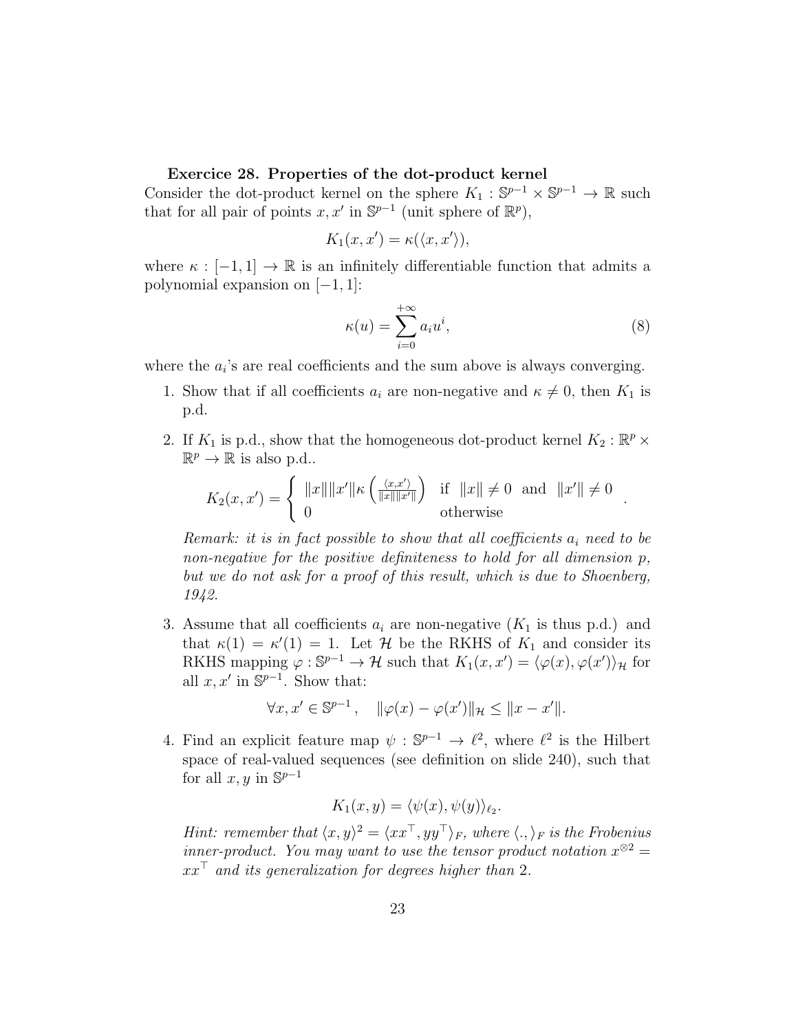**Exercice 28. Properties of the dot-product kernel**

Consider the dot-product kernel on the sphere $K_1 : \mathbb{S}^{p-1} \times \mathbb{S}^{p-1} \to \mathbb{R}$ such that for all pair of points $x, x'$ in $\mathbb{S}^{p-1}$ (unit sphere of $\mathbb{R}^p$),

$$K_1(x, x') = \kappa(\langle x, x' \rangle),$$

where $\kappa : [-1, 1] \to \mathbb{R}$ is an infinitely differentiable function that admits a polynomial expansion on $[-1, 1]$:

$$\kappa(u) = \sum_{i=0}^{+\infty} a_i u^i, \tag{8}$$

where the $a_i$'s are real coefficients and the sum above is always converging.

1. Show that if all coefficients $a_i$ are non-negative and $\kappa \neq 0$, then $K_1$ is p.d.

2. If $K_1$ is p.d., show that the homogeneous dot-product kernel $K_2 : \mathbb{R}^p \times \mathbb{R}^p \to \mathbb{R}$ is also p.d..

$$K_2(x, x') = \begin{cases} \|x\|\|x'\|\kappa\left(\frac{\langle x, x' \rangle}{\|x\|\|x'\|}\right) & \text{if } \|x\| \neq 0 \text{ and } \|x'\| \neq 0 \\ 0 & \text{otherwise} \end{cases}.$$

   *Remark: it is in fact possible to show that all coefficients $a_i$ need to be non-negative for the positive definiteness to hold for all dimension $p$, but we do not ask for a proof of this result, which is due to Shoenberg, 1942.*

3. Assume that all coefficients $a_i$ are non-negative ($K_1$ is thus p.d.) and that $\kappa(1) = \kappa'(1) = 1$. Let $\mathcal{H}$ be the RKHS of $K_1$ and consider its RKHS mapping $\varphi : \mathbb{S}^{p-1} \to \mathcal{H}$ such that $K_1(x, x') = \langle \varphi(x), \varphi(x') \rangle_{\mathcal{H}}$ for all $x, x'$ in $\mathbb{S}^{p-1}$. Show that:

$$\forall x, x' \in \mathbb{S}^{p-1}, \quad \|\varphi(x) - \varphi(x')\|_{\mathcal{H}} \leq \|x - x'\|.$$

4. Find an explicit feature map $\psi : \mathbb{S}^{p-1} \to \ell^2$, where $\ell^2$ is the Hilbert space of real-valued sequences (see definition on slide 240), such that for all $x, y$ in $\mathbb{S}^{p-1}$

$$K_1(x, y) = \langle \psi(x), \psi(y) \rangle_{\ell_2}.$$

   *Hint: remember that $\langle x, y \rangle^2 = \langle xx^\top, yy^\top \rangle_F$, where $\langle ., \rangle_F$ is the Frobenius inner-product. You may want to use the tensor product notation $x^{\otimes 2} = xx^\top$ and its generalization for degrees higher than 2.*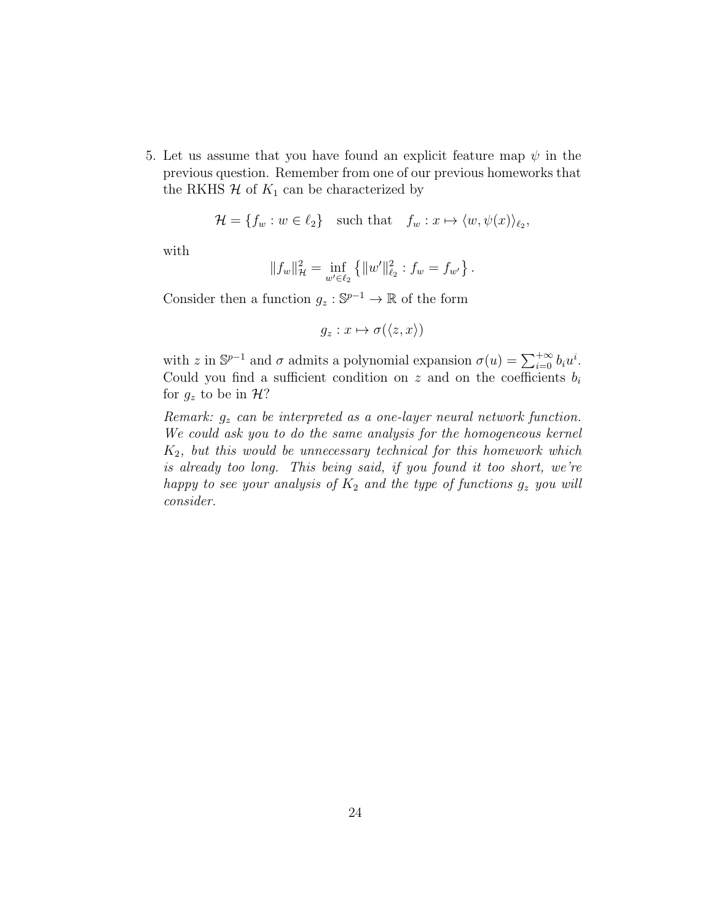5. Let us assume that you have found an explicit feature map $\psi$ in the previous question. Remember from one of our previous homeworks that the RKHS $\mathcal{H}$ of $K_1$ can be characterized by

$$\mathcal{H} = \{f_w : w \in \ell_2\} \quad \text{such that} \quad f_w : x \mapsto \langle w, \psi(x) \rangle_{\ell_2},$$

with

$$\|f_w\|_{\mathcal{H}}^2 = \inf_{w' \in \ell_2} \left\{ \|w'\|_{\ell_2}^2 : f_w = f_{w'} \right\}.$$

Consider then a function $g_z : \mathbb{S}^{p-1} \to \mathbb{R}$ of the form

$$g_z : x \mapsto \sigma(\langle z, x \rangle)$$

with $z$ in $\mathbb{S}^{p-1}$ and $\sigma$ admits a polynomial expansion $\sigma(u) = \sum_{i=0}^{+\infty} b_i u^i$. Could you find a sufficient condition on $z$ and on the coefficients $b_i$ for $g_z$ to be in $\mathcal{H}$?

*Remark: $g_z$ can be interpreted as a one-layer neural network function. We could ask you to do the same analysis for the homogeneous kernel $K_2$, but this would be unnecessary technical for this homework which is already too long. This being said, if you found it too short, we're happy to see your analysis of $K_2$ and the type of functions $g_z$ you will consider.*